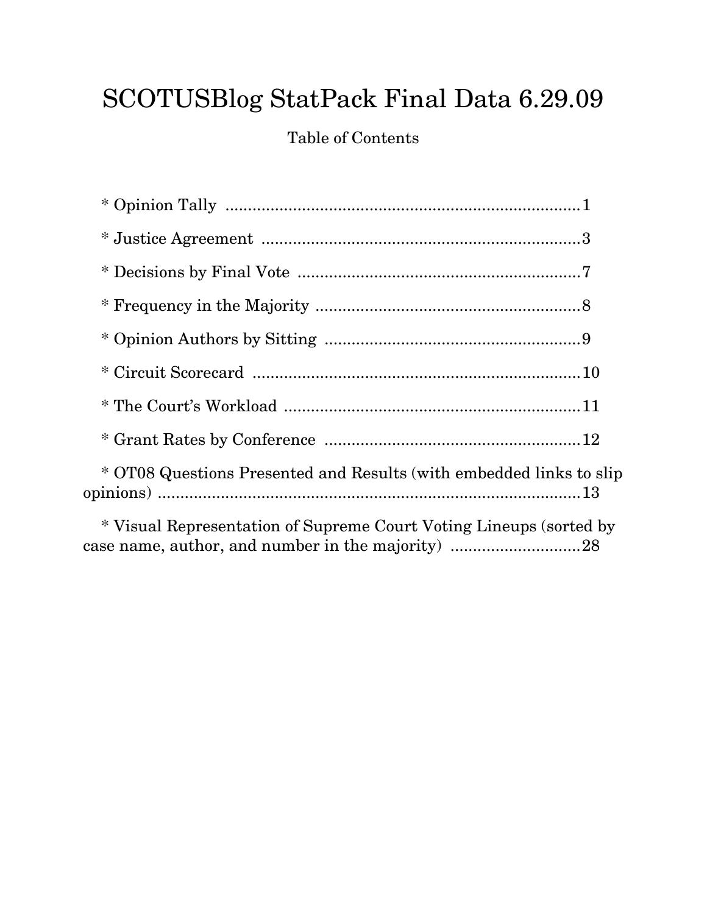# SCOTUSBlog StatPack Final Data 6.29.09

Table of Contents

* Opinion Tally ........................................................................1

* Justice Agreement ................................................................3

* Decisions by Final Vote .........................................................7

* Frequency in the Majority .....................................................8

* Opinion Authors by Sitting ...................................................9

* Circuit Scorecard ..................................................................10

* The Court's Workload ............................................................11

* Grant Rates by Conference ...................................................12

* OT08 Questions Presented and Results (with embedded links to slip opinions) ....................................................................................13

* Visual Representation of Supreme Court Voting Lineups (sorted by case name, author, and number in the majority) ............................28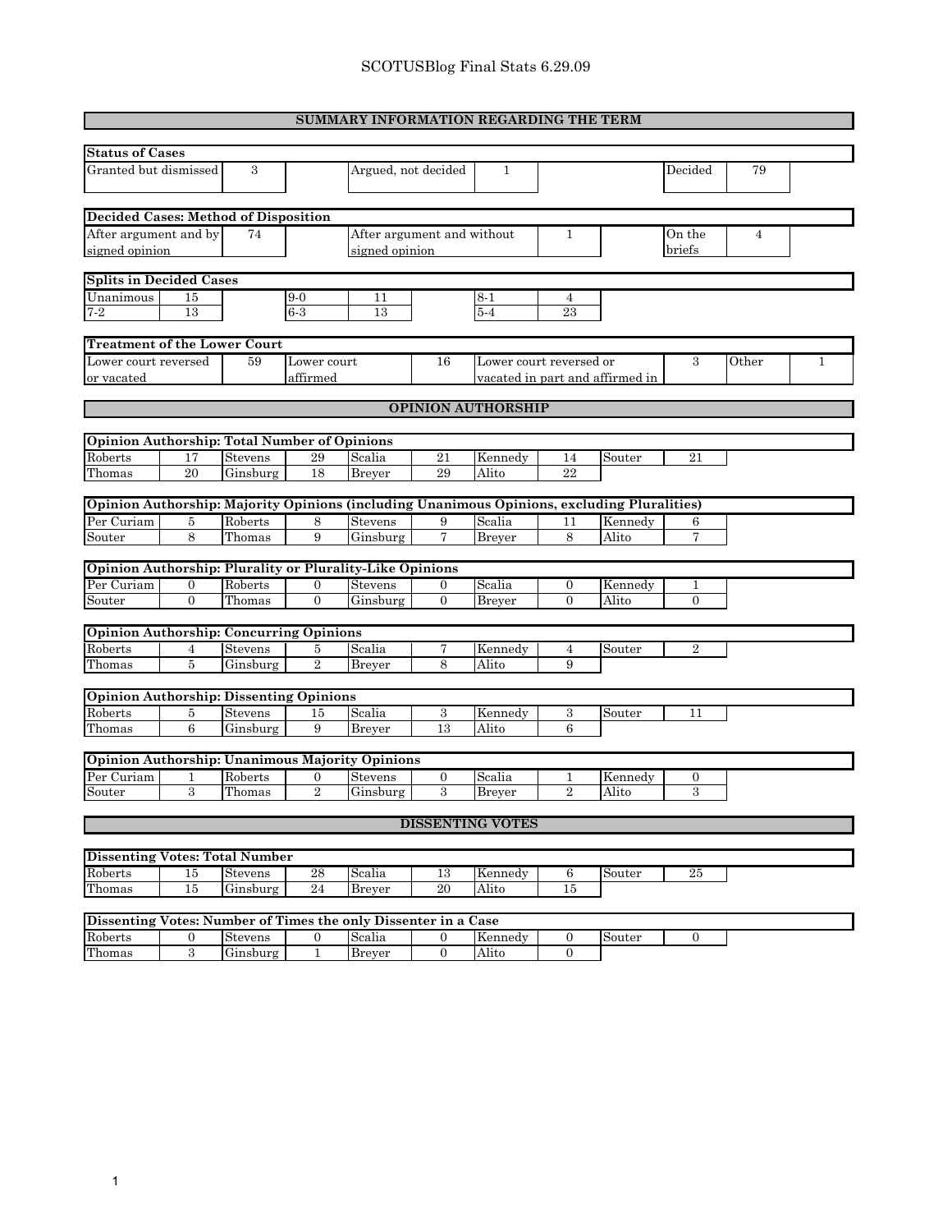SCOTUSBlog Final Stats 6.29.09

## SUMMARY INFORMATION REGARDING THE TERM

**Status of Cases**

| Granted but dismissed | 3 | Argued, not decided | 1 | Decided | 79 |
|---|---|---|---|---|---|

**Decided Cases: Method of Disposition**

| After argument and by signed opinion | 74 | After argument and without signed opinion | 1 | On the briefs | 4 |
|---|---|---|---|---|---|

**Splits in Decided Cases**

| | | | | | |
|---|---|---|---|---|---|
| Unanimous | 15 | 9-0 | 11 | 8-1 | 4 |
| 7-2 | 13 | 6-3 | 13 | 5-4 | 23 |

**Treatment of the Lower Court**

| Lower court reversed or vacated | 59 | Lower court affirmed | 16 | Lower court reversed or vacated in part and affirmed in | 3 | Other | 1 |
|---|---|---|---|---|---|---|---|

## OPINION AUTHORSHIP

**Opinion Authorship: Total Number of Opinions**

| | | | | | | | | | |
|---|---|---|---|---|---|---|---|---|---|
| Roberts | 17 | Stevens | 29 | Scalia | 21 | Kennedy | 14 | Souter | 21 |
| Thomas | 20 | Ginsburg | 18 | Breyer | 29 | Alito | 22 | | |

**Opinion Authorship: Majority Opinions (including Unanimous Opinions, excluding Pluralities)**

| | | | | | | | | | |
|---|---|---|---|---|---|---|---|---|---|
| Per Curiam | 5 | Roberts | 8 | Stevens | 9 | Scalia | 11 | Kennedy | 6 |
| Souter | 8 | Thomas | 9 | Ginsburg | 7 | Breyer | 8 | Alito | 7 |

**Opinion Authorship: Plurality or Plurality-Like Opinions**

| | | | | | | | | | |
|---|---|---|---|---|---|---|---|---|---|
| Per Curiam | 0 | Roberts | 0 | Stevens | 0 | Scalia | 0 | Kennedy | 1 |
| Souter | 0 | Thomas | 0 | Ginsburg | 0 | Breyer | 0 | Alito | 0 |

**Opinion Authorship: Concurring Opinions**

| | | | | | | | | | |
|---|---|---|---|---|---|---|---|---|---|
| Roberts | 4 | Stevens | 5 | Scalia | 7 | Kennedy | 4 | Souter | 2 |
| Thomas | 5 | Ginsburg | 2 | Breyer | 8 | Alito | 9 | | |

**Opinion Authorship: Dissenting Opinions**

| | | | | | | | | | |
|---|---|---|---|---|---|---|---|---|---|
| Roberts | 5 | Stevens | 15 | Scalia | 3 | Kennedy | 3 | Souter | 11 |
| Thomas | 6 | Ginsburg | 9 | Breyer | 13 | Alito | 6 | | |

**Opinion Authorship: Unanimous Majority Opinions**

| | | | | | | | | | |
|---|---|---|---|---|---|---|---|---|---|
| Per Curiam | 1 | Roberts | 0 | Stevens | 0 | Scalia | 1 | Kennedy | 0 |
| Souter | 3 | Thomas | 2 | Ginsburg | 3 | Breyer | 2 | Alito | 3 |

## DISSENTING VOTES

**Dissenting Votes: Total Number**

| | | | | | | | | | |
|---|---|---|---|---|---|---|---|---|---|
| Roberts | 15 | Stevens | 28 | Scalia | 13 | Kennedy | 6 | Souter | 25 |
| Thomas | 15 | Ginsburg | 24 | Breyer | 20 | Alito | 15 | | |

**Dissenting Votes: Number of Times the only Dissenter in a Case**

| | | | | | | | | | |
|---|---|---|---|---|---|---|---|---|---|
| Roberts | 0 | Stevens | 0 | Scalia | 0 | Kennedy | 0 | Souter | 0 |
| Thomas | 3 | Ginsburg | 1 | Breyer | 0 | Alito | 0 | | |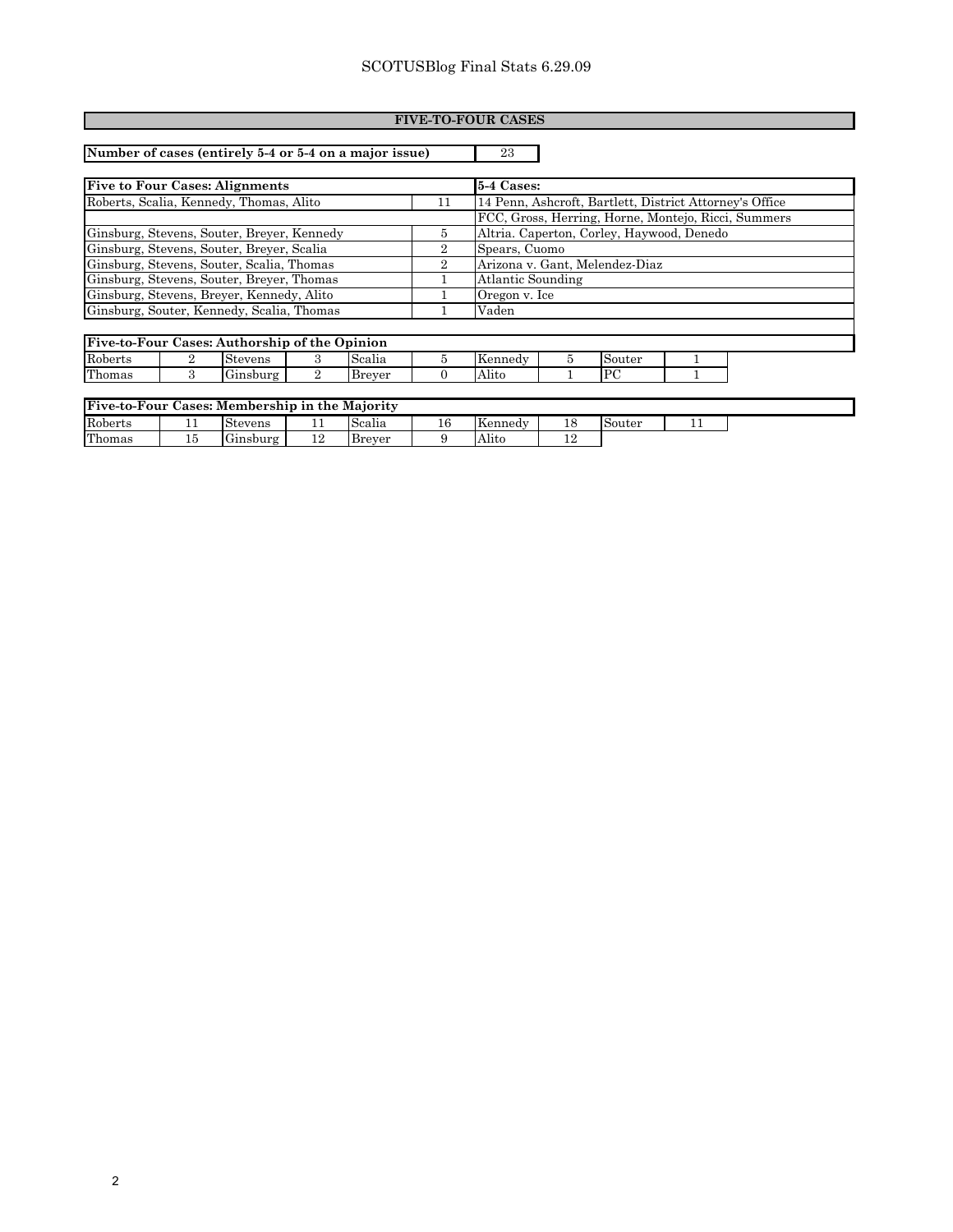# SCOTUSBlog Final Stats 6.29.09

## FIVE-TO-FOUR CASES

| Number of cases (entirely 5-4 or 5-4 on a major issue) | 23 |
|---|---|

| Five to Four Cases: Alignments | | 5-4 Cases: |
|---|---|---|
| Roberts, Scalia, Kennedy, Thomas, Alito | 11 | 14 Penn, Ashcroft, Bartlett, District Attorney's Office |
| | | FCC, Gross, Herring, Horne, Montejo, Ricci, Summers |
| Ginsburg, Stevens, Souter, Breyer, Kennedy | 5 | Altria. Caperton, Corley, Haywood, Denedo |
| Ginsburg, Stevens, Souter, Breyer, Scalia | 2 | Spears, Cuomo |
| Ginsburg, Stevens, Souter, Scalia, Thomas | 2 | Arizona v. Gant, Melendez-Diaz |
| Ginsburg, Stevens, Souter, Breyer, Thomas | 1 | Atlantic Sounding |
| Ginsburg, Stevens, Breyer, Kennedy, Alito | 1 | Oregon v. Ice |
| Ginsburg, Souter, Kennedy, Scalia, Thomas | 1 | Vaden |

| Five-to-Four Cases: Authorship of the Opinion | | | | | | | | | |
|---|---|---|---|---|---|---|---|---|---|
| Roberts | 2 | Stevens | 3 | Scalia | 5 | Kennedy | 5 | Souter | 1 |
| Thomas | 3 | Ginsburg | 2 | Breyer | 0 | Alito | 1 | PC | 1 |

| Five-to-Four Cases: Membership in the Majority | | | | | | | | | |
|---|---|---|---|---|---|---|---|---|---|
| Roberts | 11 | Stevens | 11 | Scalia | 16 | Kennedy | 18 | Souter | 11 |
| Thomas | 15 | Ginsburg | 12 | Breyer | 9 | Alito | 12 | | |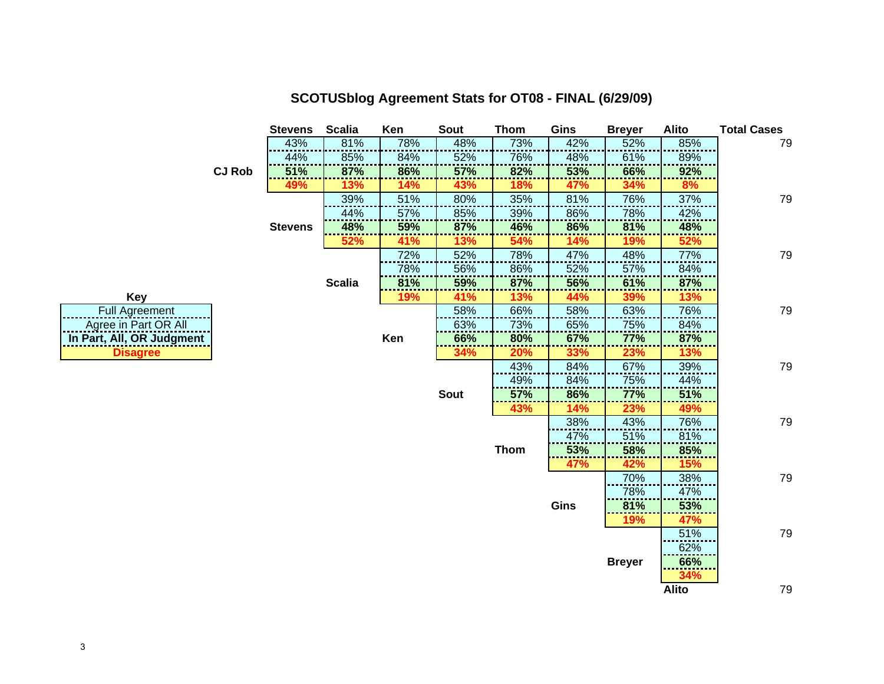# SCOTUSblog Agreement Stats for OT08 - FINAL (6/29/09)

| | | Stevens | Scalia | Ken | Sout | Thom | Gins | Breyer | Alito | Total Cases |
|---|---|---|---|---|---|---|---|---|---|---|
| CJ Rob | Full Agreement | 43% | 81% | 78% | 48% | 73% | 42% | 52% | 85% | 79 |
| | Agree in Part OR All | 44% | 85% | 84% | 52% | 76% | 48% | 61% | 89% | |
| | In Part, All, OR Judgment | **51%** | **87%** | **86%** | **57%** | **82%** | **53%** | **66%** | **92%** | |
| | Disagree | **49%** | **13%** | **14%** | **43%** | **18%** | **47%** | **34%** | **8%** | |
| Stevens | Full Agreement | | 39% | 51% | 80% | 35% | 81% | 76% | 37% | 79 |
| | Agree in Part OR All | | 44% | 57% | 85% | 39% | 86% | 78% | 42% | |
| | In Part, All, OR Judgment | | **48%** | **59%** | **87%** | **46%** | **86%** | **81%** | **48%** | |
| | Disagree | | **52%** | **41%** | **13%** | **54%** | **14%** | **19%** | **52%** | |
| Scalia | Full Agreement | | | 72% | 52% | 78% | 47% | 48% | 77% | 79 |
| | Agree in Part OR All | | | 78% | 56% | 86% | 52% | 57% | 84% | |
| | In Part, All, OR Judgment | | | **81%** | **59%** | **87%** | **56%** | **61%** | **87%** | |
| | Disagree | | | **19%** | **41%** | **13%** | **44%** | **39%** | **13%** | |
| Ken | Full Agreement | | | | 58% | 66% | 58% | 63% | 76% | 79 |
| | Agree in Part OR All | | | | 63% | 73% | 65% | 75% | 84% | |
| | In Part, All, OR Judgment | | | | **66%** | **80%** | **67%** | **77%** | **87%** | |
| | Disagree | | | | **34%** | **20%** | **33%** | **23%** | **13%** | |
| Sout | Full Agreement | | | | | 43% | 84% | 67% | 39% | 79 |
| | Agree in Part OR All | | | | | 49% | 84% | 75% | 44% | |
| | In Part, All, OR Judgment | | | | | **57%** | **86%** | **77%** | **51%** | |
| | Disagree | | | | | **43%** | **14%** | **23%** | **49%** | |
| Thom | Full Agreement | | | | | | 38% | 43% | 76% | 79 |
| | Agree in Part OR All | | | | | | 47% | 51% | 81% | |
| | In Part, All, OR Judgment | | | | | | **53%** | **58%** | **85%** | |
| | Disagree | | | | | | **47%** | **42%** | **15%** | |
| Gins | Full Agreement | | | | | | | 70% | 38% | 79 |
| | Agree in Part OR All | | | | | | | 78% | 47% | |
| | In Part, All, OR Judgment | | | | | | | **81%** | **53%** | |
| | Disagree | | | | | | | **19%** | **47%** | |
| Breyer | Full Agreement | | | | | | | | 51% | 79 |
| | Agree in Part OR All | | | | | | | | 62% | |
| | In Part, All, OR Judgment | | | | | | | | **66%** | |
| | Disagree | | | | | | | | **34%** | |
| Alito | | | | | | | | | | 79 |

**Key**

- Full Agreement
- Agree in Part OR All
- **In Part, All, OR Judgment**
- **Disagree**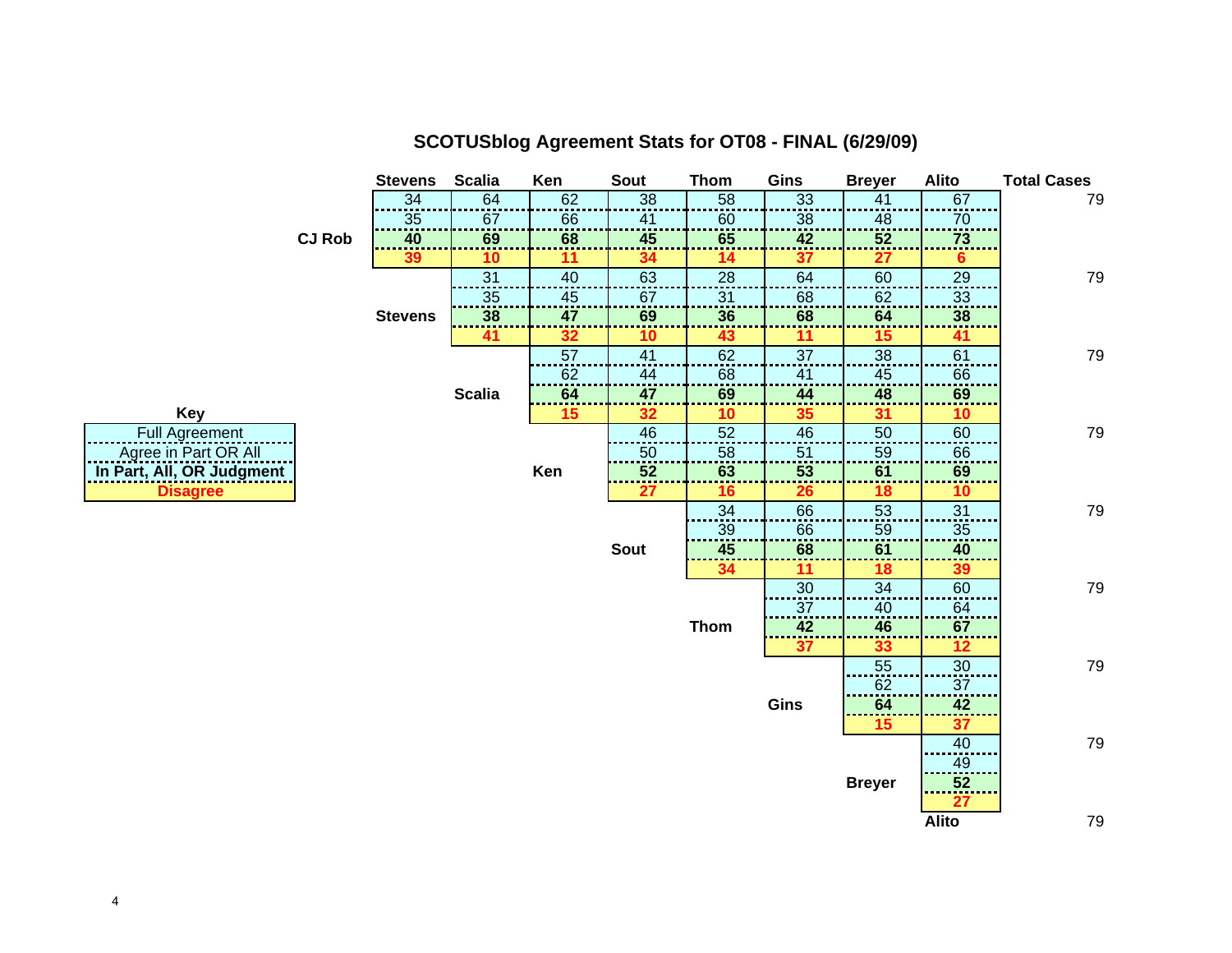# SCOTUSblog Agreement Stats for OT08 - FINAL (6/29/09)

| | Stevens | Scalia | Ken | Sout | Thom | Gins | Breyer | Alito | Total Cases |
|---|---|---|---|---|---|---|---|---|---|
| **CJ Rob** | 34 | 64 | 62 | 38 | 58 | 33 | 41 | 67 | 79 |
| | 35 | 67 | 66 | 41 | 60 | 38 | 48 | 70 | |
| | **40** | **69** | **68** | **45** | **65** | **42** | **52** | **73** | |
| | **39** | **10** | **11** | **34** | **14** | **37** | **27** | **6** | |
| **Stevens** | | 31 | 40 | 63 | 28 | 64 | 60 | 29 | 79 |
| | | 35 | 45 | 67 | 31 | 68 | 62 | 33 | |
| | | **38** | **47** | **69** | **36** | **68** | **64** | **38** | |
| | | **41** | **32** | **10** | **43** | **11** | **15** | **41** | |
| **Scalia** | | | 57 | 41 | 62 | 37 | 38 | 61 | 79 |
| | | | 62 | 44 | 68 | 41 | 45 | 66 | |
| | | | **64** | **47** | **69** | **44** | **48** | **69** | |
| | | | **15** | **32** | **10** | **35** | **31** | **10** | |
| **Ken** | | | | 46 | 52 | 46 | 50 | 60 | 79 |
| | | | | 50 | 58 | 51 | 59 | 66 | |
| | | | | **52** | **63** | **53** | **61** | **69** | |
| | | | | **27** | **16** | **26** | **18** | **10** | |
| **Sout** | | | | | 34 | 66 | 53 | 31 | 79 |
| | | | | | 39 | 66 | 59 | 35 | |
| | | | | | **45** | **68** | **61** | **40** | |
| | | | | | **34** | **11** | **18** | **39** | |
| **Thom** | | | | | | 30 | 34 | 60 | 79 |
| | | | | | | 37 | 40 | 64 | |
| | | | | | | **42** | **46** | **67** | |
| | | | | | | **37** | **33** | **12** | |
| **Gins** | | | | | | | 55 | 30 | 79 |
| | | | | | | | 62 | 37 | |
| | | | | | | | **64** | **42** | |
| | | | | | | | **15** | **37** | |
| **Breyer** | | | | | | | | 40 | 79 |
| | | | | | | | | 49 | |
| | | | | | | | | **52** | |
| | | | | | | | | **27** | |
| **Alito** | | | | | | | | | 79 |

**Key**

| Key |
|---|
| Full Agreement |
| Agree in Part OR All |
| **In Part, All, OR Judgment** |
| **Disagree** |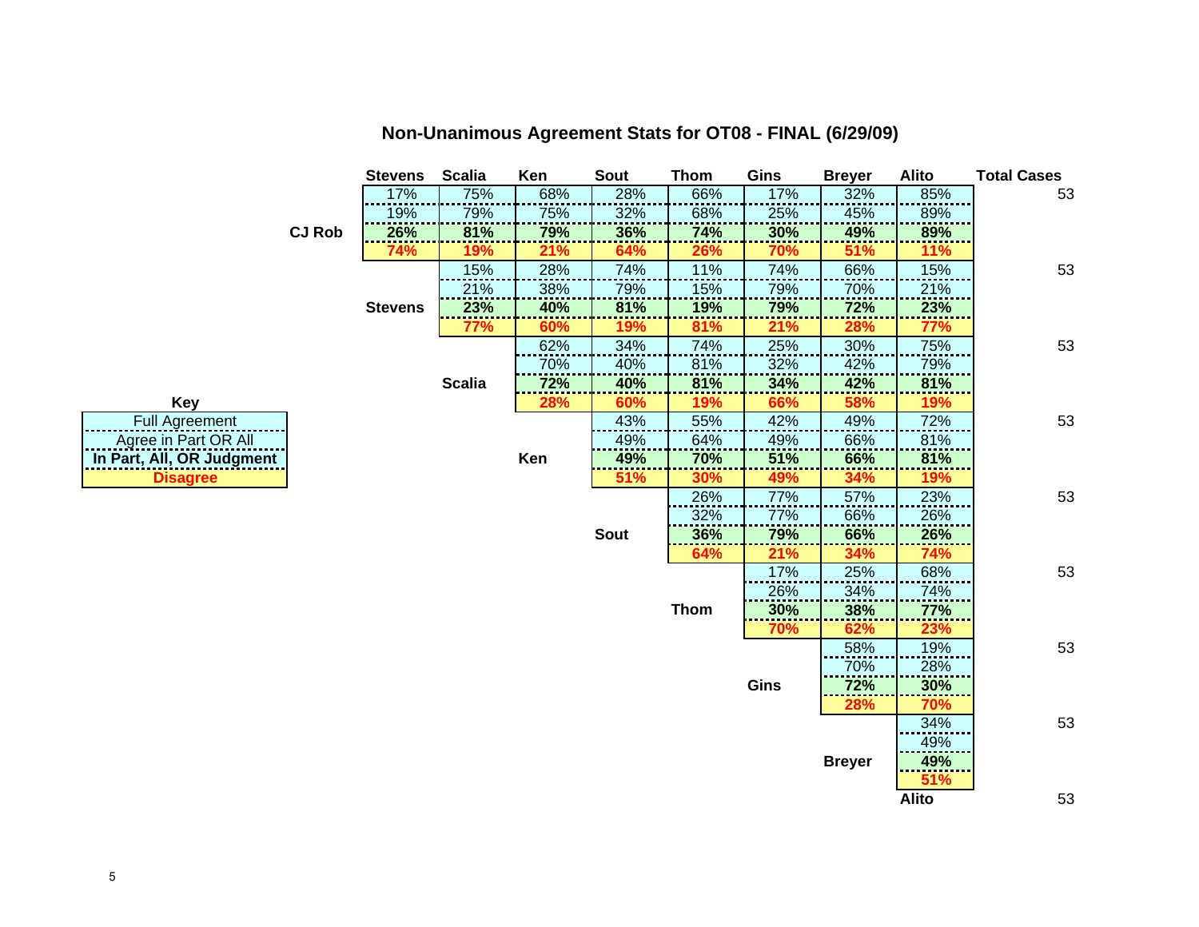## Non-Unanimous Agreement Stats for OT08 - FINAL (6/29/09)

| | Stevens | Scalia | Ken | Sout | Thom | Gins | Breyer | Alito | Total Cases |
|---|---|---|---|---|---|---|---|---|---|
| **CJ Rob** | 17% | 75% | 68% | 28% | 66% | 17% | 32% | 85% | 53 |
| | 19% | 79% | 75% | 32% | 68% | 25% | 45% | 89% | |
| | **26%** | **81%** | **79%** | **36%** | **74%** | **30%** | **49%** | **89%** | |
| | **74%** | **19%** | **21%** | **64%** | **26%** | **70%** | **51%** | **11%** | |
| **Stevens** | | 15% | 28% | 74% | 11% | 74% | 66% | 15% | 53 |
| | | 21% | 38% | 79% | 15% | 79% | 70% | 21% | |
| | | **23%** | **40%** | **81%** | **19%** | **79%** | **72%** | **23%** | |
| | | **77%** | **60%** | **19%** | **81%** | **21%** | **28%** | **77%** | |
| **Scalia** | | | 62% | 34% | 74% | 25% | 30% | 75% | 53 |
| | | | 70% | 40% | 81% | 32% | 42% | 79% | |
| | | | **72%** | **40%** | **81%** | **34%** | **42%** | **81%** | |
| | | | **28%** | **60%** | **19%** | **66%** | **58%** | **19%** | |
| **Ken** | | | | 43% | 55% | 42% | 49% | 72% | 53 |
| | | | | 49% | 64% | 49% | 66% | 81% | |
| | | | | **49%** | **70%** | **51%** | **66%** | **81%** | |
| | | | | **51%** | **30%** | **49%** | **34%** | **19%** | |
| **Sout** | | | | | 26% | 77% | 57% | 23% | 53 |
| | | | | | 32% | 77% | 66% | 26% | |
| | | | | | **36%** | **79%** | **66%** | **26%** | |
| | | | | | **64%** | **21%** | **34%** | **74%** | |
| **Thom** | | | | | | 17% | 25% | 68% | 53 |
| | | | | | | 26% | 34% | 74% | |
| | | | | | | **30%** | **38%** | **77%** | |
| | | | | | | **70%** | **62%** | **23%** | |
| **Gins** | | | | | | | 58% | 19% | 53 |
| | | | | | | | 70% | 28% | |
| | | | | | | | **72%** | **30%** | |
| | | | | | | | **28%** | **70%** | |
| **Breyer** | | | | | | | | 34% | 53 |
| | | | | | | | | 49% | |
| | | | | | | | | **49%** | |
| | | | | | | | | **51%** | |
| **Alito** | | | | | | | | | 53 |

**Key**

| Key |
|---|
| Full Agreement |
| Agree in Part OR All |
| **In Part, All, OR Judgment** |
| **Disagree** |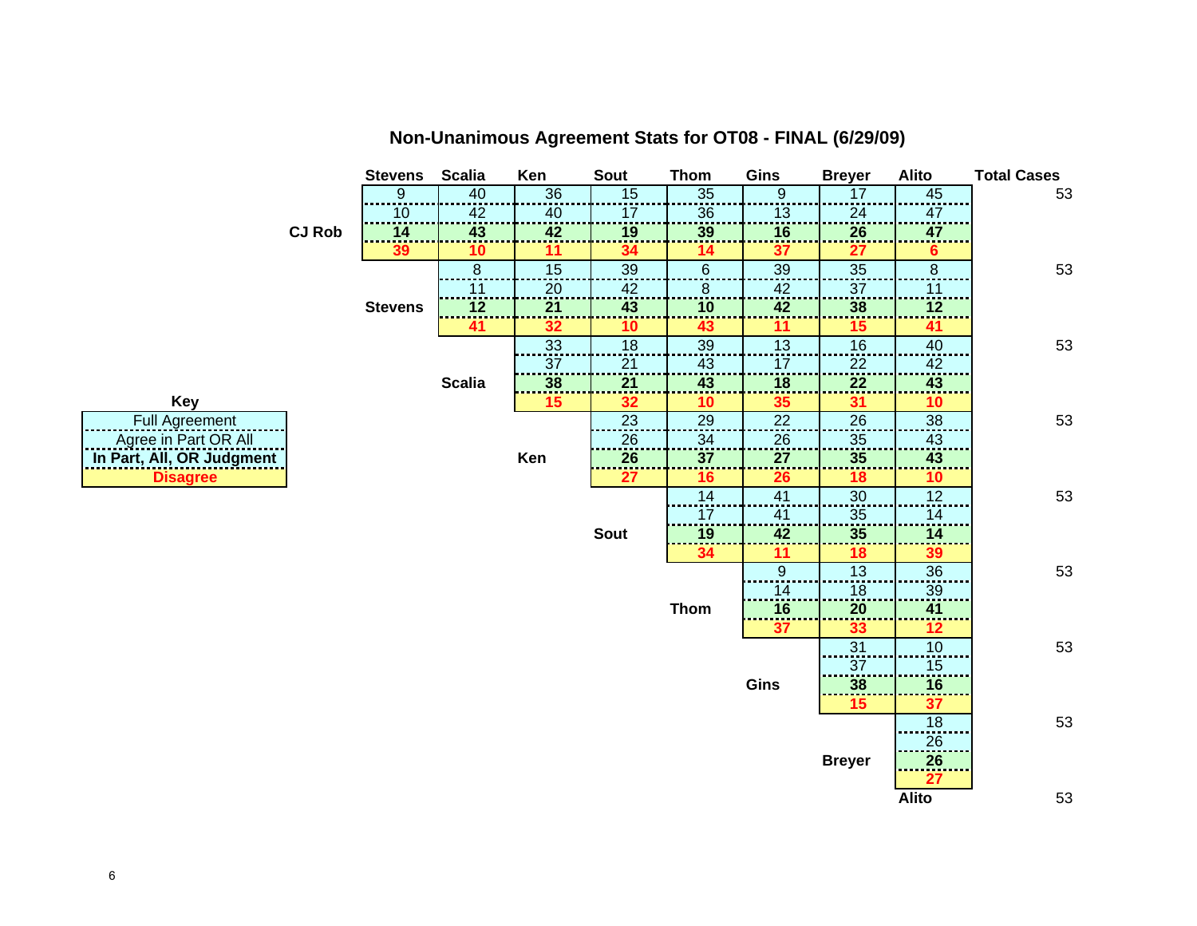# Non-Unanimous Agreement Stats for OT08 - FINAL (6/29/09)

| | Stevens | Scalia | Ken | Sout | Thom | Gins | Breyer | Alito | Total Cases |
|---|---|---|---|---|---|---|---|---|---|
| CJ Rob | 9 | 40 | 36 | 15 | 35 | 9 | 17 | 45 | 53 |
| | 10 | 42 | 40 | 17 | 36 | 13 | 24 | 47 | |
| | **14** | **43** | **42** | **19** | **39** | **16** | **26** | **47** | |
| | **39** | **10** | **11** | **34** | **14** | **37** | **27** | **6** | |
| Stevens | | 8 | 15 | 39 | 6 | 39 | 35 | 8 | 53 |
| | | 11 | 20 | 42 | 8 | 42 | 37 | 11 | |
| | | **12** | **21** | **43** | **10** | **42** | **38** | **12** | |
| | | **41** | **32** | **10** | **43** | **11** | **15** | **41** | |
| Scalia | | | 33 | 18 | 39 | 13 | 16 | 40 | 53 |
| | | | 37 | 21 | 43 | 17 | 22 | 42 | |
| | | | **38** | **21** | **43** | **18** | **22** | **43** | |
| | | | **15** | **32** | **10** | **35** | **31** | **10** | |
| Ken | | | | 23 | 29 | 22 | 26 | 38 | 53 |
| | | | | 26 | 34 | 26 | 35 | 43 | |
| | | | | **26** | **37** | **27** | **35** | **43** | |
| | | | | **27** | **16** | **26** | **18** | **10** | |
| Sout | | | | | 14 | 41 | 30 | 12 | 53 |
| | | | | | 17 | 41 | 35 | 14 | |
| | | | | | **19** | **42** | **35** | **14** | |
| | | | | | **34** | **11** | **18** | **39** | |
| Thom | | | | | | 9 | 13 | 36 | 53 |
| | | | | | | 14 | 18 | 39 | |
| | | | | | | **16** | **20** | **41** | |
| | | | | | | **37** | **33** | **12** | |
| Gins | | | | | | | 31 | 10 | 53 |
| | | | | | | | 37 | 15 | |
| | | | | | | | **38** | **16** | |
| | | | | | | | **15** | **37** | |
| Breyer | | | | | | | | 18 | 53 |
| | | | | | | | | 26 | |
| | | | | | | | | **26** | |
| | | | | | | | | **27** | |
| Alito | | | | | | | | | 53 |

**Key**

| Key |
|---|
| Full Agreement |
| Agree in Part OR All |
| **In Part, All, OR Judgment** |
| **Disagree** |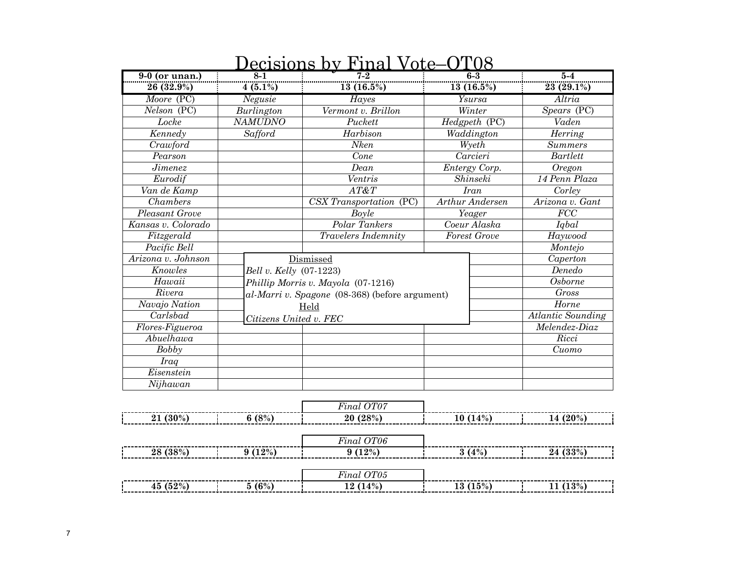# Decisions by Final Vote–OT08

| 9-0 (or unan.) 26 (32.9%) | 8-1 4 (5.1%) | 7-2 13 (16.5%) | 6-3 13 (16.5%) | 5-4 23 (29.1%) |
|---|---|---|---|---|
| *Moore* (PC) | *Negusie* | *Hayes* | *Ysursa* | *Altria* |
| *Nelson* (PC) | *Burlington* | *Vermont v. Brillon* | *Winter* | *Spears* (PC) |
| *Locke* | *NAMUDNO* | *Puckett* | *Hedgpeth* (PC) | *Vaden* |
| *Kennedy* | *Safford* | *Harbison* | *Waddington* | *Herring* |
| *Crawford* | | *Nken* | *Wyeth* | *Summers* |
| *Pearson* | | *Cone* | *Carcieri* | *Bartlett* |
| *Jimenez* | | *Dean* | *Entergy Corp.* | *Oregon* |
| *Eurodif* | | *Ventris* | *Shinseki* | *14 Penn Plaza* |
| *Van de Kamp* | | *AT&T* | *Iran* | *Corley* |
| *Chambers* | | *CSX Transportation* (PC) | *Arthur Andersen* | *Arizona v. Gant* |
| *Pleasant Grove* | | *Boyle* | *Yeager* | *FCC* |
| *Kansas v. Colorado* | | *Polar Tankers* | *Coeur Alaska* | *Iqbal* |
| *Fitzgerald* | | *Travelers Indemnity* | *Forest Grove* | *Haywood* |
| *Pacific Bell* | | | | *Montejo* |
| *Arizona v. Johnson* | | | | *Caperton* |
| *Knowles* | | | | *Denedo* |
| *Hawaii* | | | | *Osborne* |
| *Rivera* | | | | *Gross* |
| *Navajo Nation* | | | | *Horne* |
| *Carlsbad* | | | | *Atlantic Sounding* |
| *Flores-Figueroa* | | | | *Melendez-Diaz* |
| *Abuelhawa* | | | | *Ricci* |
| *Bobby* | | | | *Cuomo* |
| *Iraq* | | | | |
| *Eisenstein* | | | | |
| *Nijhawan* | | | | |

Dismissed

*Bell v. Kelly* (07-1223)

*Phillip Morris v. Mayola* (07-1216)

*al-Marri v. Spagone* (08-368) (before argument)

Held

*Citizens United v. FEC*

| | | *Final OT07* | | |
|---|---|---|---|---|
| 21 (30%) | 6 (8%) | 20 (28%) | 10 (14%) | 14 (20%) |

| | | *Final OT06* | | |
|---|---|---|---|---|
| 28 (38%) | 9 (12%) | 9 (12%) | 3 (4%) | 24 (33%) |

| | | *Final OT05* | | |
|---|---|---|---|---|
| 45 (52%) | 5 (6%) | 12 (14%) | 13 (15%) | 11 (13%) |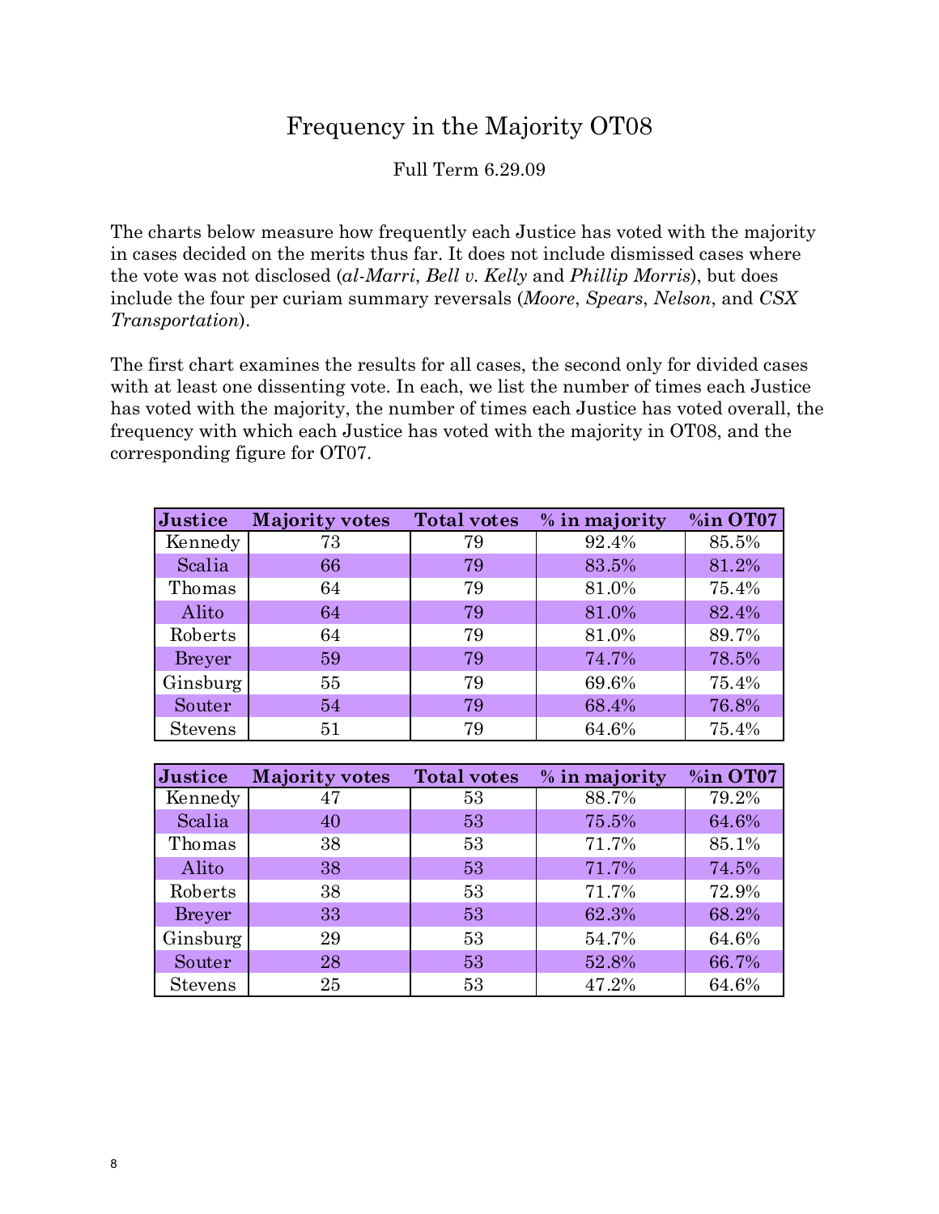# Frequency in the Majority OT08

Full Term 6.29.09

The charts below measure how frequently each Justice has voted with the majority in cases decided on the merits thus far. It does not include dismissed cases where the vote was not disclosed (*al-Marri*, *Bell v. Kelly* and *Phillip Morris*), but does include the four per curiam summary reversals (*Moore*, *Spears*, *Nelson*, and *CSX Transportation*).

The first chart examines the results for all cases, the second only for divided cases with at least one dissenting vote. In each, we list the number of times each Justice has voted with the majority, the number of times each Justice has voted overall, the frequency with which each Justice has voted with the majority in OT08, and the corresponding figure for OT07.

| Justice | Majority votes | Total votes | % in majority | %in OT07 |
|---|---|---|---|---|
| Kennedy | 73 | 79 | 92.4% | 85.5% |
| Scalia | 66 | 79 | 83.5% | 81.2% |
| Thomas | 64 | 79 | 81.0% | 75.4% |
| Alito | 64 | 79 | 81.0% | 82.4% |
| Roberts | 64 | 79 | 81.0% | 89.7% |
| Breyer | 59 | 79 | 74.7% | 78.5% |
| Ginsburg | 55 | 79 | 69.6% | 75.4% |
| Souter | 54 | 79 | 68.4% | 76.8% |
| Stevens | 51 | 79 | 64.6% | 75.4% |

| Justice | Majority votes | Total votes | % in majority | %in OT07 |
|---|---|---|---|---|
| Kennedy | 47 | 53 | 88.7% | 79.2% |
| Scalia | 40 | 53 | 75.5% | 64.6% |
| Thomas | 38 | 53 | 71.7% | 85.1% |
| Alito | 38 | 53 | 71.7% | 74.5% |
| Roberts | 38 | 53 | 71.7% | 72.9% |
| Breyer | 33 | 53 | 62.3% | 68.2% |
| Ginsburg | 29 | 53 | 54.7% | 64.6% |
| Souter | 28 | 53 | 52.8% | 66.7% |
| Stevens | 25 | 53 | 47.2% | 64.6% |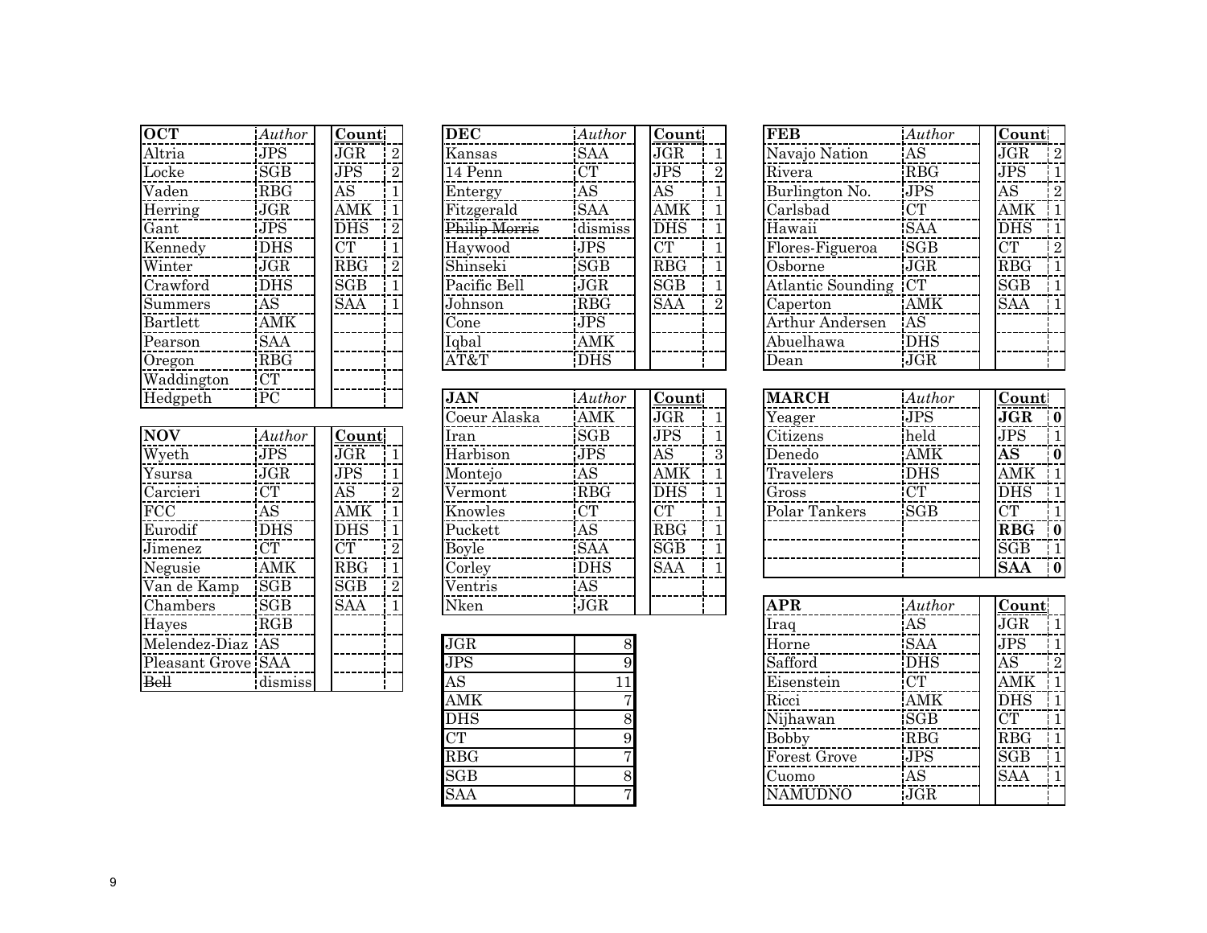| OCT | Author | | Count | |
|---|---|---|---|---|
| Altria | JPS | | JGR | 2 |
| Locke | SGB | | JPS | 2 |
| Vaden | RBG | | AS | 1 |
| Herring | JGR | | AMK | 1 |
| Gant | JPS | | DHS | 2 |
| Kennedy | DHS | | CT | 1 |
| Winter | JGR | | RBG | 2 |
| Crawford | DHS | | SGB | 1 |
| Summers | AS | | SAA | 1 |
| Bartlett | AMK | | | |
| Pearson | SAA | | | |
| Oregon | RBG | | | |
| Waddington | CT | | | |
| Hedgpeth | PC | | | |

| NOV | Author | | Count | |
|---|---|---|---|---|
| Wyeth | JPS | | JGR | 1 |
| Ysursa | JGR | | JPS | 1 |
| Carcieri | CT | | AS | 2 |
| FCC | AS | | AMK | 1 |
| Eurodif | DHS | | DHS | 1 |
| Jimenez | CT | | CT | 2 |
| Negusie | AMK | | RBG | 1 |
| Van de Kamp | SGB | | SGB | 2 |
| Chambers | SGB | | SAA | 1 |
| Hayes | RGB | | | |
| Melendez-Diaz | AS | | | |
| Pleasant Grove | SAA | | | |
| ~~Bell~~ | dismiss | | | |

| DEC | Author | | Count | |
|---|---|---|---|---|
| Kansas | SAA | | JGR | 1 |
| 14 Penn | CT | | JPS | 2 |
| Entergy | AS | | AS | 1 |
| Fitzgerald | SAA | | AMK | 1 |
| ~~Philip Morris~~ | dismiss | | DHS | 1 |
| Haywood | JPS | | CT | 1 |
| Shinseki | SGB | | RBG | 1 |
| Pacific Bell | JGR | | SGB | 1 |
| Johnson | RBG | | SAA | 2 |
| Cone | JPS | | | |
| Iqbal | AMK | | | |
| AT&T | DHS | | | |

| JAN | Author | | Count | |
|---|---|---|---|---|
| Coeur Alaska | AMK | | JGR | 1 |
| Iran | SGB | | JPS | 1 |
| Harbison | JPS | | AS | 3 |
| Montejo | AS | | AMK | 1 |
| Vermont | RBG | | DHS | 1 |
| Knowles | CT | | CT | 1 |
| Puckett | AS | | RBG | 1 |
| Boyle | SAA | | SGB | 1 |
| Corley | DHS | | SAA | 1 |
| Ventris | AS | | | |
| Nken | JGR | | | |

| | |
|---|---|
| JGR | 8 |
| JPS | 9 |
| AS | 11 |
| AMK | 7 |
| DHS | 8 |
| CT | 9 |
| RBG | 7 |
| SGB | 8 |
| SAA | 7 |

| FEB | Author | | Count | |
|---|---|---|---|---|
| Navajo Nation | AS | | JGR | 2 |
| Rivera | RBG | | JPS | 1 |
| Burlington No. | JPS | | AS | 2 |
| Carlsbad | CT | | AMK | 1 |
| Hawaii | SAA | | DHS | 1 |
| Flores-Figueroa | SGB | | CT | 2 |
| Osborne | JGR | | RBG | 1 |
| Atlantic Sounding | CT | | SGB | 1 |
| Caperton | AMK | | SAA | 1 |
| Arthur Andersen | AS | | | |
| Abuelhawa | DHS | | | |
| Dean | JGR | | | |

| MARCH | Author | | Count | |
|---|---|---|---|---|
| Yeager | JPS | | **JGR** | **0** |
| Citizens | held | | JPS | 1 |
| Denedo | AMK | | **AS** | **0** |
| Travelers | DHS | | AMK | 1 |
| Gross | CT | | DHS | 1 |
| Polar Tankers | SGB | | CT | 1 |
| | | | **RBG** | **0** |
| | | | SGB | 1 |
| | | | **SAA** | **0** |

| APR | Author | | Count | |
|---|---|---|---|---|
| Iraq | AS | | JGR | 1 |
| Horne | SAA | | JPS | 1 |
| Safford | DHS | | AS | 2 |
| Eisenstein | CT | | AMK | 1 |
| Ricci | AMK | | DHS | 1 |
| Nijhawan | SGB | | CT | 1 |
| Bobby | RBG | | RBG | 1 |
| Forest Grove | JPS | | SGB | 1 |
| Cuomo | AS | | SAA | 1 |
| NAMUDNO | JGR | | | |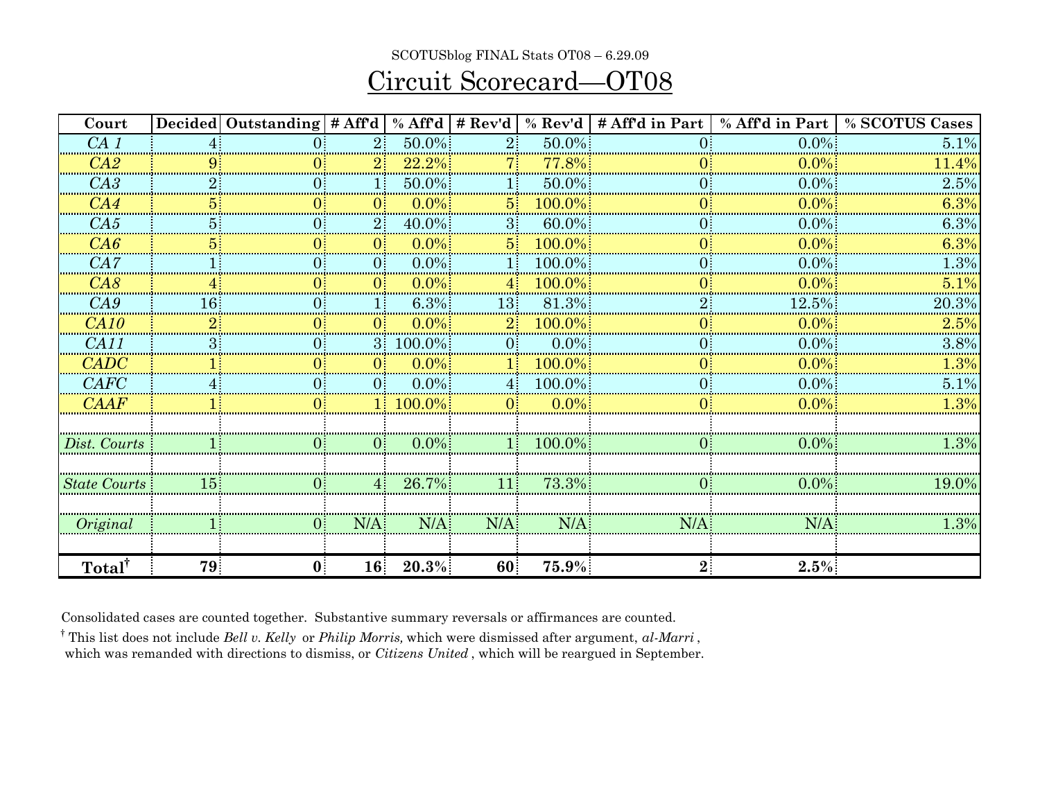SCOTUSblog FINAL Stats OT08 – 6.29.09

# Circuit Scorecard—OT08

| Court | Decided | Outstanding | # Aff'd | % Aff'd | # Rev'd | % Rev'd | # Aff'd in Part | % Aff'd in Part | % SCOTUS Cases |
|---|---|---|---|---|---|---|---|---|---|
| *CA 1* | 4 | 0 | 2 | 50.0% | 2 | 50.0% | 0 | 0.0% | 5.1% |
| *CA2* | 9 | 0 | 2 | 22.2% | 7 | 77.8% | 0 | 0.0% | 11.4% |
| *CA3* | 2 | 0 | 1 | 50.0% | 1 | 50.0% | 0 | 0.0% | 2.5% |
| *CA4* | 5 | 0 | 0 | 0.0% | 5 | 100.0% | 0 | 0.0% | 6.3% |
| *CA5* | 5 | 0 | 2 | 40.0% | 3 | 60.0% | 0 | 0.0% | 6.3% |
| *CA6* | 5 | 0 | 0 | 0.0% | 5 | 100.0% | 0 | 0.0% | 6.3% |
| *CA7* | 1 | 0 | 0 | 0.0% | 1 | 100.0% | 0 | 0.0% | 1.3% |
| *CA8* | 4 | 0 | 0 | 0.0% | 4 | 100.0% | 0 | 0.0% | 5.1% |
| *CA9* | 16 | 0 | 1 | 6.3% | 13 | 81.3% | 2 | 12.5% | 20.3% |
| *CA10* | 2 | 0 | 0 | 0.0% | 2 | 100.0% | 0 | 0.0% | 2.5% |
| *CA11* | 3 | 0 | 3 | 100.0% | 0 | 0.0% | 0 | 0.0% | 3.8% |
| *CADC* | 1 | 0 | 0 | 0.0% | 1 | 100.0% | 0 | 0.0% | 1.3% |
| *CAFC* | 4 | 0 | 0 | 0.0% | 4 | 100.0% | 0 | 0.0% | 5.1% |
| *CAAF* | 1 | 0 | 1 | 100.0% | 0 | 0.0% | 0 | 0.0% | 1.3% |
| | | | | | | | | | |
| *Dist. Courts* | 1 | 0 | 0 | 0.0% | 1 | 100.0% | 0 | 0.0% | 1.3% |
| | | | | | | | | | |
| *State Courts* | 15 | 0 | 4 | 26.7% | 11 | 73.3% | 0 | 0.0% | 19.0% |
| | | | | | | | | | |
| *Original* | 1 | 0 | N/A | N/A | N/A | N/A | N/A | N/A | 1.3% |
| | | | | | | | | | |
| **Total†** | **79** | **0** | **16** | **20.3%** | **60** | **75.9%** | **2** | **2.5%** | |

Consolidated cases are counted together. Substantive summary reversals or affirmances are counted.

† This list does not include *Bell v. Kelly* or *Philip Morris,* which were dismissed after argument, *al-Marri* , which was remanded with directions to dismiss, or *Citizens United* , which will be reargued in September.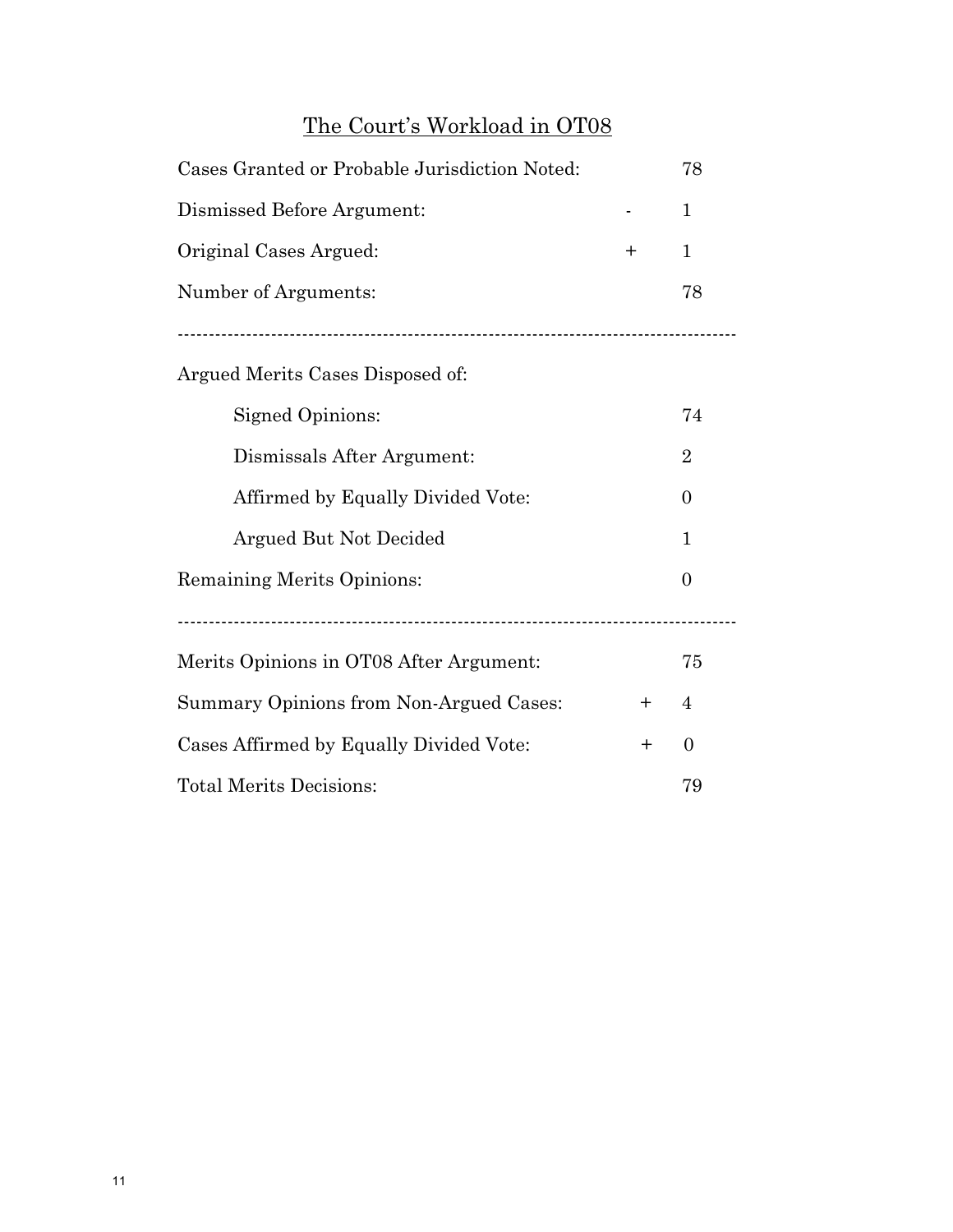## The Court's Workload in OT08

| | | |
|---|---|---|
| Cases Granted or Probable Jurisdiction Noted: | | 78 |
| Dismissed Before Argument: | - | 1 |
| Original Cases Argued: | + | 1 |
| Number of Arguments: | | 78 |

---

Argued Merits Cases Disposed of:

| | | |
|---|---|---|
| Signed Opinions: | | 74 |
| Dismissals After Argument: | | 2 |
| Affirmed by Equally Divided Vote: | | 0 |
| Argued But Not Decided | | 1 |
| Remaining Merits Opinions: | | 0 |

---

| | | |
|---|---|---|
| Merits Opinions in OT08 After Argument: | | 75 |
| Summary Opinions from Non-Argued Cases: | + | 4 |
| Cases Affirmed by Equally Divided Vote: | + | 0 |
| Total Merits Decisions: | | 79 |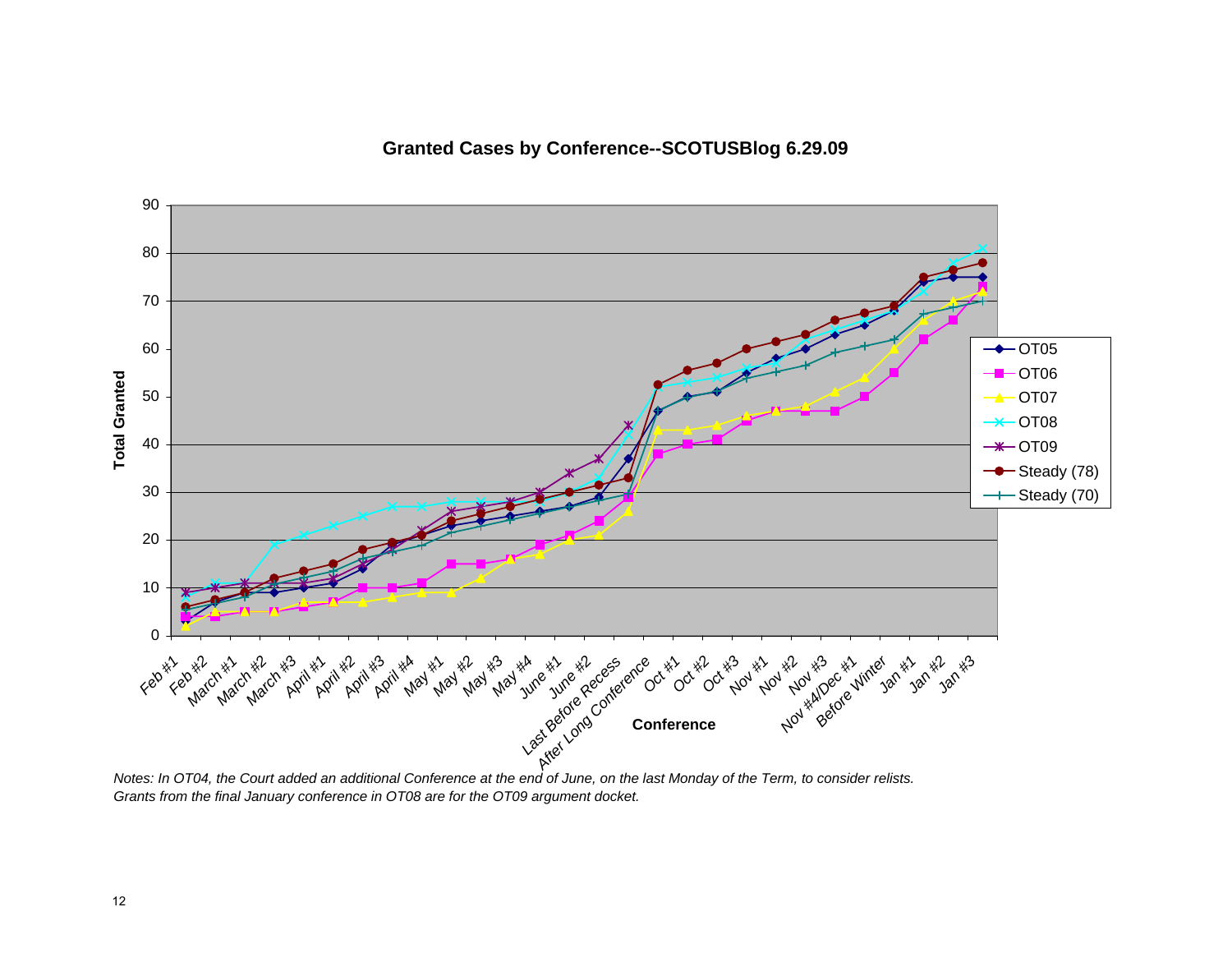**Granted Cases by Conference--SCOTUSBlog 6.29.09**

*Notes: In OT04, the Court added an additional Conference at the end of June, on the last Monday of the Term, to consider relists. Grants from the final January conference in OT08 are for the OT09 argument docket.*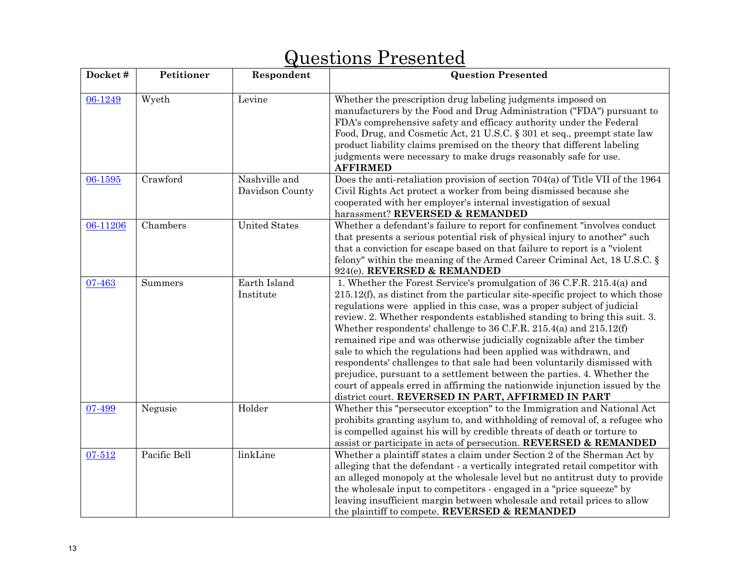# Questions Presented

| Docket # | Petitioner | Respondent | Question Presented |
|---|---|---|---|
| 06-1249 | Wyeth | Levine | Whether the prescription drug labeling judgments imposed on manufacturers by the Food and Drug Administration ("FDA") pursuant to FDA's comprehensive safety and efficacy authority under the Federal Food, Drug, and Cosmetic Act, 21 U.S.C. § 301 et seq., preempt state law product liability claims premised on the theory that different labeling judgments were necessary to make drugs reasonably safe for use. **AFFIRMED** |
| 06-1595 | Crawford | Nashville and Davidson County | Does the anti-retaliation provision of section 704(a) of Title VII of the 1964 Civil Rights Act protect a worker from being dismissed because she cooperated with her employer's internal investigation of sexual harassment? **REVERSED & REMANDED** |
| 06-11206 | Chambers | United States | Whether a defendant's failure to report for confinement "involves conduct that presents a serious potential risk of physical injury to another" such that a conviction for escape based on that failure to report is a "violent felony" within the meaning of the Armed Career Criminal Act, 18 U.S.C. § 924(e). **REVERSED & REMANDED** |
| 07-463 | Summers | Earth Island Institute | 1. Whether the Forest Service's promulgation of 36 C.F.R. 215.4(a) and 215.12(f), as distinct from the particular site-specific project to which those regulations were applied in this case, was a proper subject of judicial review. 2. Whether respondents established standing to bring this suit. 3. Whether respondents' challenge to 36 C.F.R. 215.4(a) and 215.12(f) remained ripe and was otherwise judicially cognizable after the timber sale to which the regulations had been applied was withdrawn, and respondents' challenges to that sale had been voluntarily dismissed with prejudice, pursuant to a settlement between the parties. 4. Whether the court of appeals erred in affirming the nationwide injunction issued by the district court. **REVERSED IN PART, AFFIRMED IN PART** |
| 07-499 | Negusie | Holder | Whether this "persecutor exception" to the Immigration and National Act prohibits granting asylum to, and withholding of removal of, a refugee who is compelled against his will by credible threats of death or torture to assist or participate in acts of persecution. **REVERSED & REMANDED** |
| 07-512 | Pacific Bell | linkLine | Whether a plaintiff states a claim under Section 2 of the Sherman Act by alleging that the defendant - a vertically integrated retail competitor with an alleged monopoly at the wholesale level but no antitrust duty to provide the wholesale input to competitors - engaged in a "price squeeze" by leaving insufficient margin between wholesale and retail prices to allow the plaintiff to compete. **REVERSED & REMANDED** |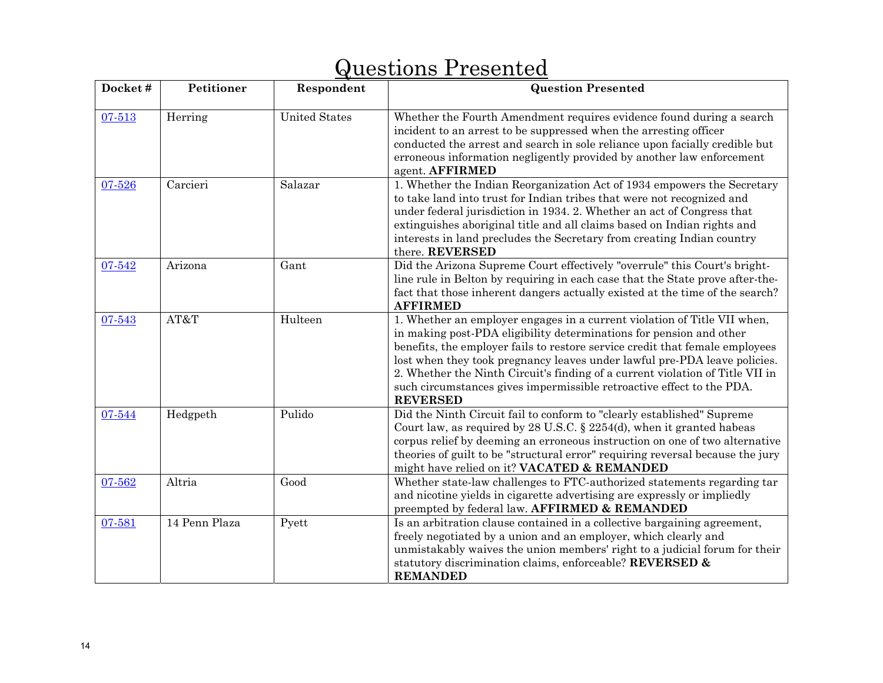# Questions Presented

| Docket # | Petitioner | Respondent | Question Presented |
|---|---|---|---|
| 07-513 | Herring | United States | Whether the Fourth Amendment requires evidence found during a search incident to an arrest to be suppressed when the arresting officer conducted the arrest and search in sole reliance upon facially credible but erroneous information negligently provided by another law enforcement agent. **AFFIRMED** |
| 07-526 | Carcieri | Salazar | 1. Whether the Indian Reorganization Act of 1934 empowers the Secretary to take land into trust for Indian tribes that were not recognized and under federal jurisdiction in 1934. 2. Whether an act of Congress that extinguishes aboriginal title and all claims based on Indian rights and interests in land precludes the Secretary from creating Indian country there. **REVERSED** |
| 07-542 | Arizona | Gant | Did the Arizona Supreme Court effectively "overrule" this Court's bright-line rule in Belton by requiring in each case that the State prove after-the-fact that those inherent dangers actually existed at the time of the search? **AFFIRMED** |
| 07-543 | AT&T | Hulteen | 1. Whether an employer engages in a current violation of Title VII when, in making post-PDA eligibility determinations for pension and other benefits, the employer fails to restore service credit that female employees lost when they took pregnancy leaves under lawful pre-PDA leave policies. 2. Whether the Ninth Circuit's finding of a current violation of Title VII in such circumstances gives impermissible retroactive effect to the PDA. **REVERSED** |
| 07-544 | Hedgpeth | Pulido | Did the Ninth Circuit fail to conform to "clearly established" Supreme Court law, as required by 28 U.S.C. § 2254(d), when it granted habeas corpus relief by deeming an erroneous instruction on one of two alternative theories of guilt to be "structural error" requiring reversal because the jury might have relied on it? **VACATED & REMANDED** |
| 07-562 | Altria | Good | Whether state-law challenges to FTC-authorized statements regarding tar and nicotine yields in cigarette advertising are expressly or impliedly preempted by federal law. **AFFIRMED & REMANDED** |
| 07-581 | 14 Penn Plaza | Pyett | Is an arbitration clause contained in a collective bargaining agreement, freely negotiated by a union and an employer, which clearly and unmistakably waives the union members' right to a judicial forum for their statutory discrimination claims, enforceable? **REVERSED & REMANDED** |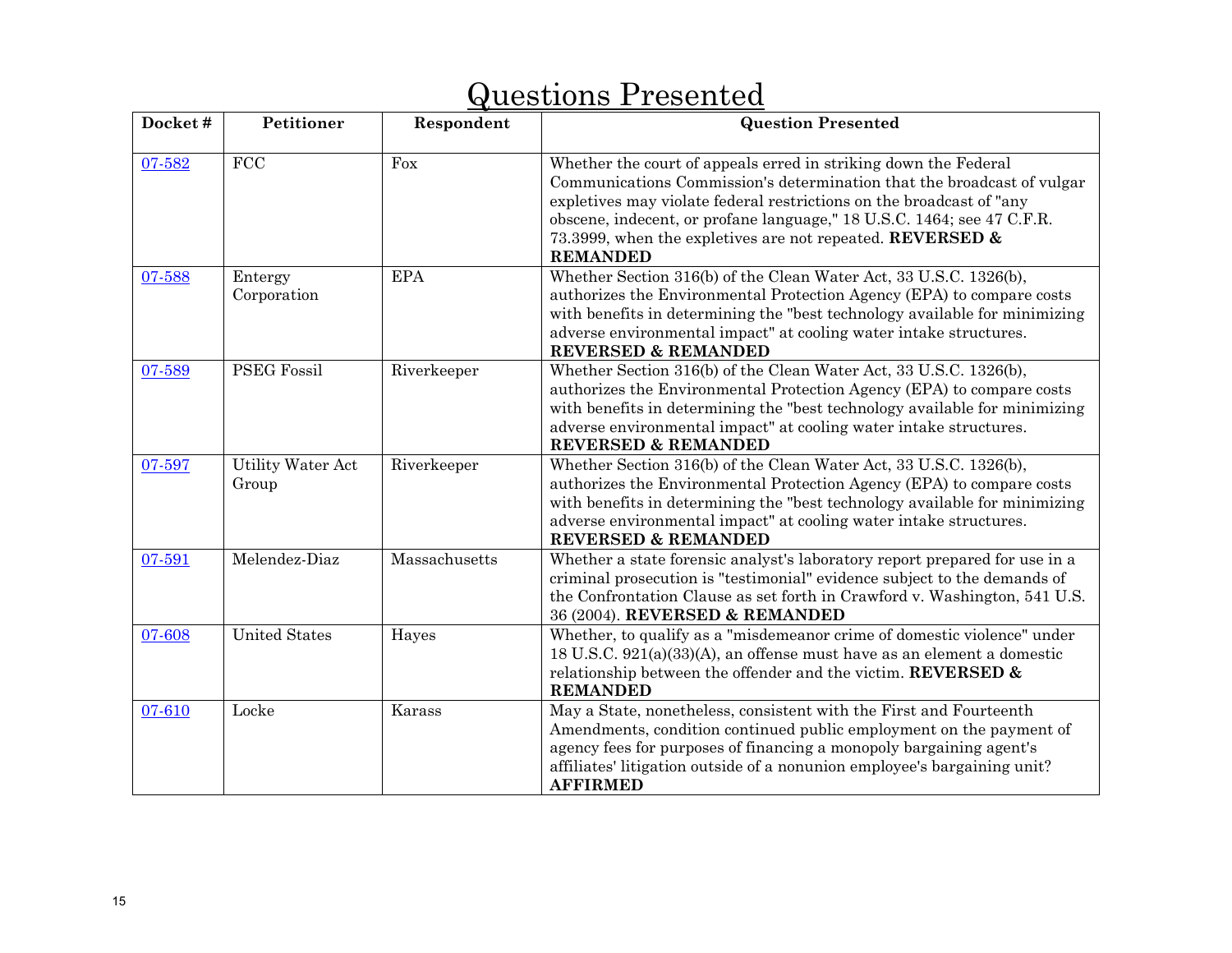# Questions Presented

| Docket # | Petitioner | Respondent | Question Presented |
|---|---|---|---|
| 07-582 | FCC | Fox | Whether the court of appeals erred in striking down the Federal Communications Commission's determination that the broadcast of vulgar expletives may violate federal restrictions on the broadcast of "any obscene, indecent, or profane language," 18 U.S.C. 1464; see 47 C.F.R. 73.3999, when the expletives are not repeated. **REVERSED & REMANDED** |
| 07-588 | Entergy Corporation | EPA | Whether Section 316(b) of the Clean Water Act, 33 U.S.C. 1326(b), authorizes the Environmental Protection Agency (EPA) to compare costs with benefits in determining the "best technology available for minimizing adverse environmental impact" at cooling water intake structures. **REVERSED & REMANDED** |
| 07-589 | PSEG Fossil | Riverkeeper | Whether Section 316(b) of the Clean Water Act, 33 U.S.C. 1326(b), authorizes the Environmental Protection Agency (EPA) to compare costs with benefits in determining the "best technology available for minimizing adverse environmental impact" at cooling water intake structures. **REVERSED & REMANDED** |
| 07-597 | Utility Water Act Group | Riverkeeper | Whether Section 316(b) of the Clean Water Act, 33 U.S.C. 1326(b), authorizes the Environmental Protection Agency (EPA) to compare costs with benefits in determining the "best technology available for minimizing adverse environmental impact" at cooling water intake structures. **REVERSED & REMANDED** |
| 07-591 | Melendez-Diaz | Massachusetts | Whether a state forensic analyst's laboratory report prepared for use in a criminal prosecution is "testimonial" evidence subject to the demands of the Confrontation Clause as set forth in Crawford v. Washington, 541 U.S. 36 (2004). **REVERSED & REMANDED** |
| 07-608 | United States | Hayes | Whether, to qualify as a "misdemeanor crime of domestic violence" under 18 U.S.C. 921(a)(33)(A), an offense must have as an element a domestic relationship between the offender and the victim. **REVERSED & REMANDED** |
| 07-610 | Locke | Karass | May a State, nonetheless, consistent with the First and Fourteenth Amendments, condition continued public employment on the payment of agency fees for purposes of financing a monopoly bargaining agent's affiliates' litigation outside of a nonunion employee's bargaining unit? **AFFIRMED** |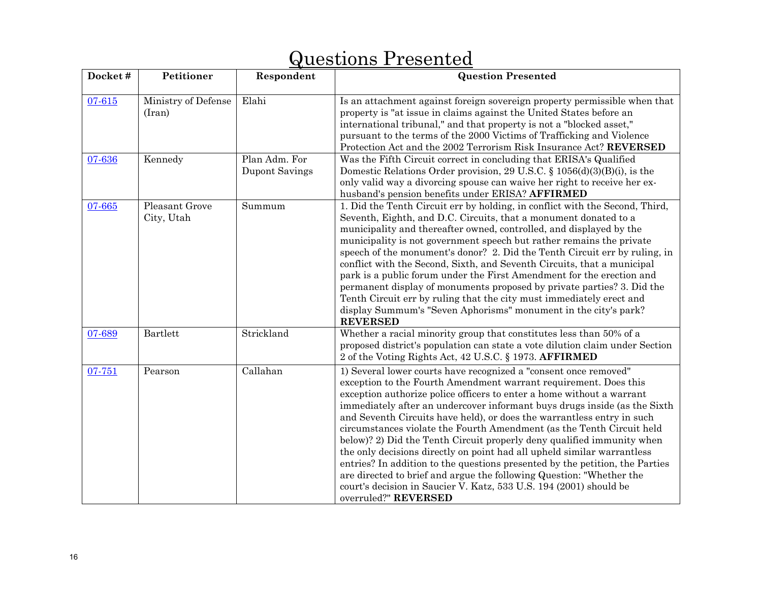# Questions Presented

| Docket # | Petitioner | Respondent | Question Presented |
|---|---|---|---|
| [07-615]() | Ministry of Defense (Iran) | Elahi | Is an attachment against foreign sovereign property permissible when that property is "at issue in claims against the United States before an international tribunal," and that property is not a "blocked asset," pursuant to the terms of the 2000 Victims of Trafficking and Violence Protection Act and the 2002 Terrorism Risk Insurance Act? **REVERSED** |
| [07-636]() | Kennedy | Plan Adm. For Dupont Savings | Was the Fifth Circuit correct in concluding that ERISA's Qualified Domestic Relations Order provision, 29 U.S.C. § 1056(d)(3)(B)(i), is the only valid way a divorcing spouse can waive her right to receive her ex-husband's pension benefits under ERISA? **AFFIRMED** |
| [07-665]() | Pleasant Grove City, Utah | Summum | 1. Did the Tenth Circuit err by holding, in conflict with the Second, Third, Seventh, Eighth, and D.C. Circuits, that a monument donated to a municipality and thereafter owned, controlled, and displayed by the municipality is not government speech but rather remains the private speech of the monument's donor? 2. Did the Tenth Circuit err by ruling, in conflict with the Second, Sixth, and Seventh Circuits, that a municipal park is a public forum under the First Amendment for the erection and permanent display of monuments proposed by private parties? 3. Did the Tenth Circuit err by ruling that the city must immediately erect and display Summum's "Seven Aphorisms" monument in the city's park? **REVERSED** |
| [07-689]() | Bartlett | Strickland | Whether a racial minority group that constitutes less than 50% of a proposed district's population can state a vote dilution claim under Section 2 of the Voting Rights Act, 42 U.S.C. § 1973. **AFFIRMED** |
| [07-751]() | Pearson | Callahan | 1) Several lower courts have recognized a "consent once removed" exception to the Fourth Amendment warrant requirement. Does this exception authorize police officers to enter a home without a warrant immediately after an undercover informant buys drugs inside (as the Sixth and Seventh Circuits have held), or does the warrantless entry in such circumstances violate the Fourth Amendment (as the Tenth Circuit held below)? 2) Did the Tenth Circuit properly deny qualified immunity when the only decisions directly on point had all upheld similar warrantless entries? In addition to the questions presented by the petition, the Parties are directed to brief and argue the following Question: "Whether the court's decision in Saucier V. Katz, 533 U.S. 194 (2001) should be overruled?" **REVERSED** |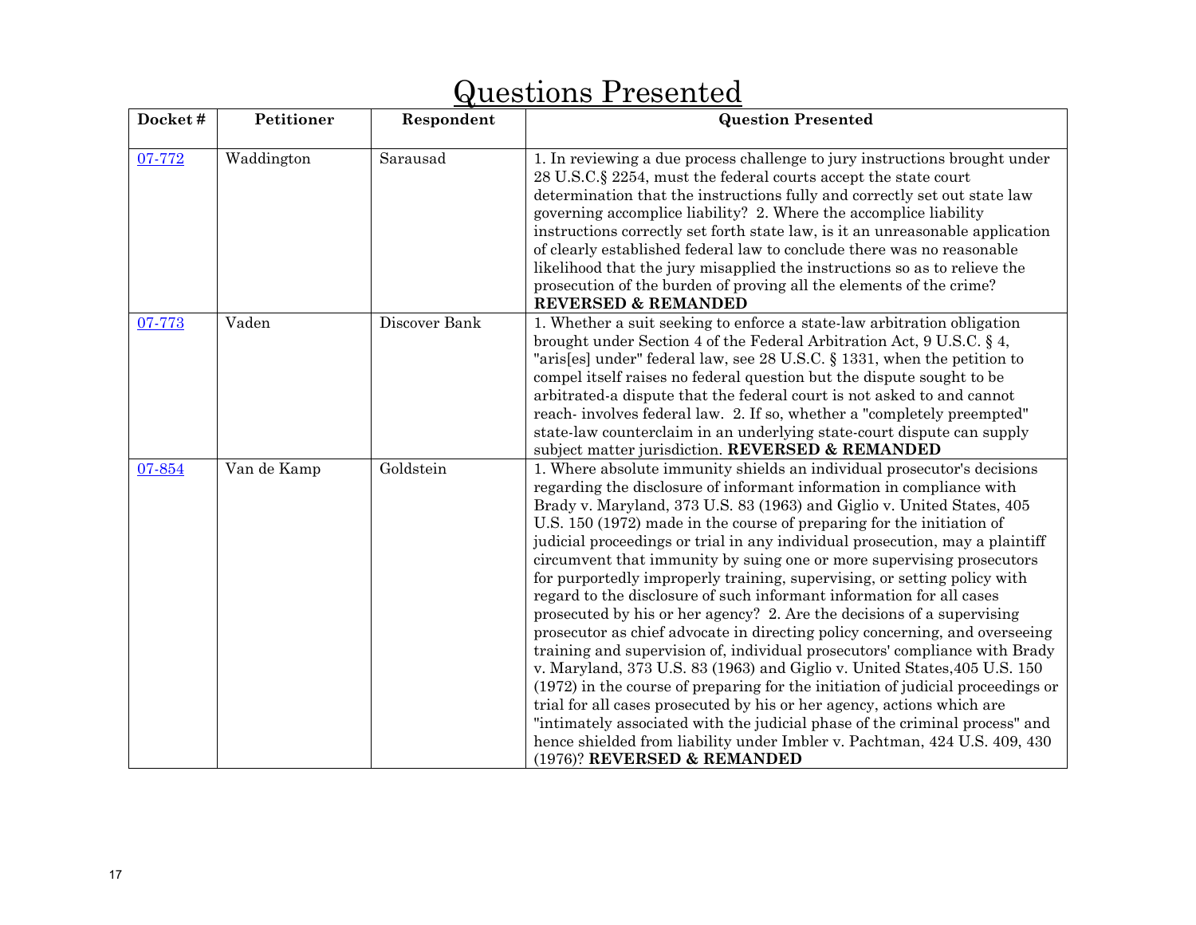# Questions Presented

| Docket # | Petitioner | Respondent | Question Presented |
|---|---|---|---|
| 07-772 | Waddington | Sarausad | 1. In reviewing a due process challenge to jury instructions brought under 28 U.S.C.§ 2254, must the federal courts accept the state court determination that the instructions fully and correctly set out state law governing accomplice liability? 2. Where the accomplice liability instructions correctly set forth state law, is it an unreasonable application of clearly established federal law to conclude there was no reasonable likelihood that the jury misapplied the instructions so as to relieve the prosecution of the burden of proving all the elements of the crime? **REVERSED & REMANDED** |
| 07-773 | Vaden | Discover Bank | 1. Whether a suit seeking to enforce a state-law arbitration obligation brought under Section 4 of the Federal Arbitration Act, 9 U.S.C. § 4, "aris[es] under" federal law, see 28 U.S.C. § 1331, when the petition to compel itself raises no federal question but the dispute sought to be arbitrated-a dispute that the federal court is not asked to and cannot reach- involves federal law. 2. If so, whether a "completely preempted" state-law counterclaim in an underlying state-court dispute can supply subject matter jurisdiction. **REVERSED & REMANDED** |
| 07-854 | Van de Kamp | Goldstein | 1. Where absolute immunity shields an individual prosecutor's decisions regarding the disclosure of informant information in compliance with Brady v. Maryland, 373 U.S. 83 (1963) and Giglio v. United States, 405 U.S. 150 (1972) made in the course of preparing for the initiation of judicial proceedings or trial in any individual prosecution, may a plaintiff circumvent that immunity by suing one or more supervising prosecutors for purportedly improperly training, supervising, or setting policy with regard to the disclosure of such informant information for all cases prosecuted by his or her agency? 2. Are the decisions of a supervising prosecutor as chief advocate in directing policy concerning, and overseeing training and supervision of, individual prosecutors' compliance with Brady v. Maryland, 373 U.S. 83 (1963) and Giglio v. United States,405 U.S. 150 (1972) in the course of preparing for the initiation of judicial proceedings or trial for all cases prosecuted by his or her agency, actions which are "intimately associated with the judicial phase of the criminal process" and hence shielded from liability under Imbler v. Pachtman, 424 U.S. 409, 430 (1976)? **REVERSED & REMANDED** |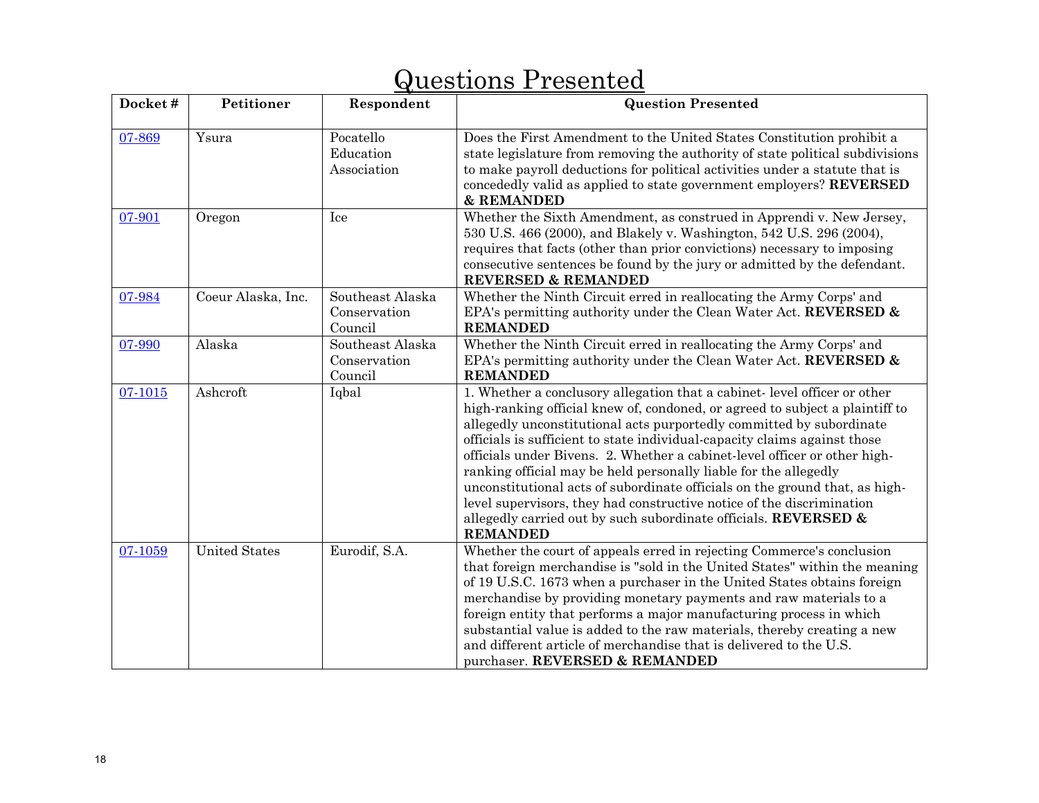# Questions Presented

| Docket # | Petitioner | Respondent | Question Presented |
|---|---|---|---|
| [07-869]() | Ysura | Pocatello Education Association | Does the First Amendment to the United States Constitution prohibit a state legislature from removing the authority of state political subdivisions to make payroll deductions for political activities under a statute that is concededly valid as applied to state government employers? **REVERSED & REMANDED** |
| [07-901]() | Oregon | Ice | Whether the Sixth Amendment, as construed in Apprendi v. New Jersey, 530 U.S. 466 (2000), and Blakely v. Washington, 542 U.S. 296 (2004), requires that facts (other than prior convictions) necessary to imposing consecutive sentences be found by the jury or admitted by the defendant. **REVERSED & REMANDED** |
| [07-984]() | Coeur Alaska, Inc. | Southeast Alaska Conservation Council | Whether the Ninth Circuit erred in reallocating the Army Corps' and EPA's permitting authority under the Clean Water Act. **REVERSED & REMANDED** |
| [07-990]() | Alaska | Southeast Alaska Conservation Council | Whether the Ninth Circuit erred in reallocating the Army Corps' and EPA's permitting authority under the Clean Water Act. **REVERSED & REMANDED** |
| [07-1015]() | Ashcroft | Iqbal | 1. Whether a conclusory allegation that a cabinet- level officer or other high-ranking official knew of, condoned, or agreed to subject a plaintiff to allegedly unconstitutional acts purportedly committed by subordinate officials is sufficient to state individual-capacity claims against those officials under Bivens. 2. Whether a cabinet-level officer or other high-ranking official may be held personally liable for the allegedly unconstitutional acts of subordinate officials on the ground that, as high-level supervisors, they had constructive notice of the discrimination allegedly carried out by such subordinate officials. **REVERSED & REMANDED** |
| [07-1059]() | United States | Eurodif, S.A. | Whether the court of appeals erred in rejecting Commerce's conclusion that foreign merchandise is "sold in the United States" within the meaning of 19 U.S.C. 1673 when a purchaser in the United States obtains foreign merchandise by providing monetary payments and raw materials to a foreign entity that performs a major manufacturing process in which substantial value is added to the raw materials, thereby creating a new and different article of merchandise that is delivered to the U.S. purchaser. **REVERSED & REMANDED** |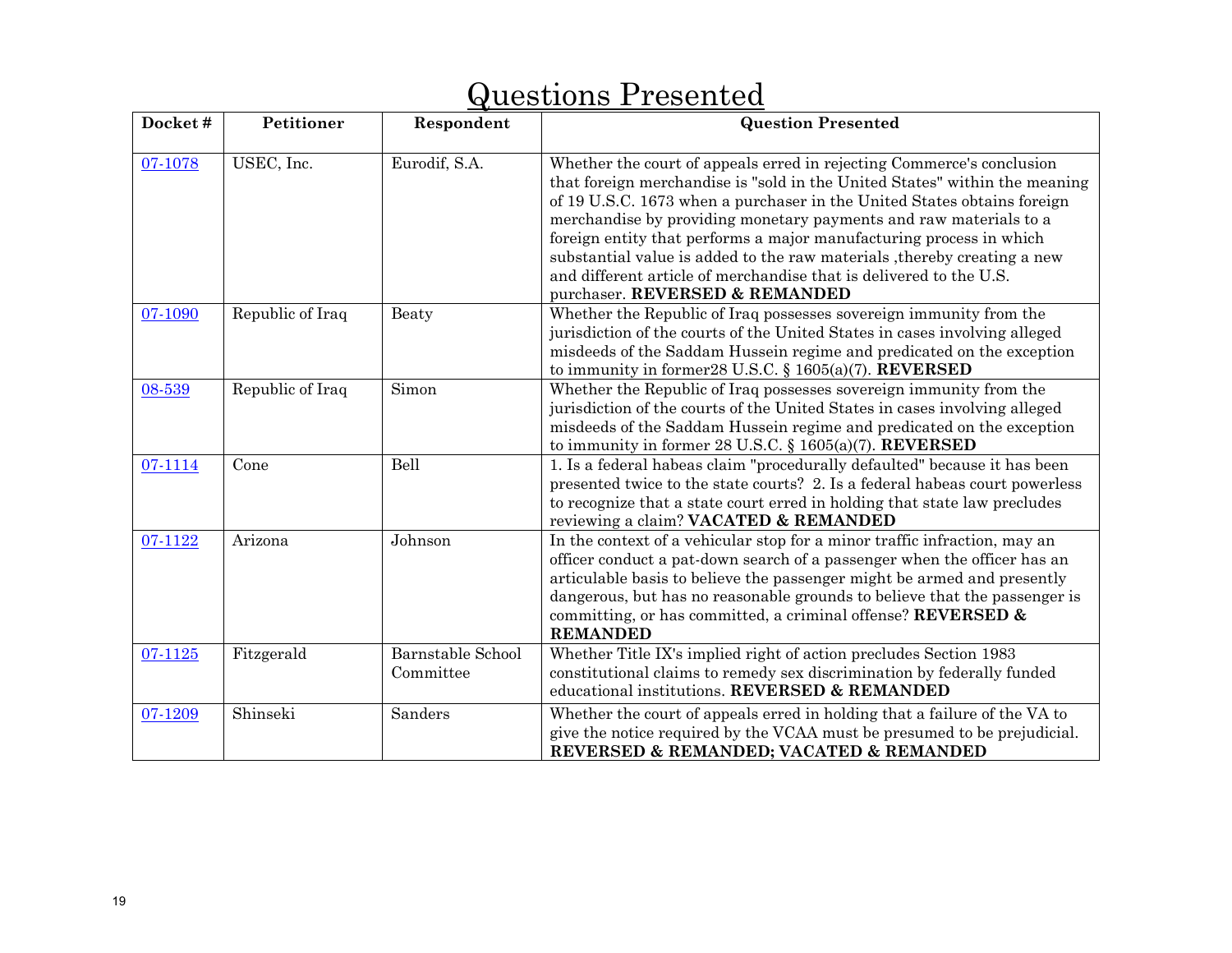# Questions Presented

| Docket # | Petitioner | Respondent | Question Presented |
|---|---|---|---|
| 07-1078 | USEC, Inc. | Eurodif, S.A. | Whether the court of appeals erred in rejecting Commerce's conclusion that foreign merchandise is "sold in the United States" within the meaning of 19 U.S.C. 1673 when a purchaser in the United States obtains foreign merchandise by providing monetary payments and raw materials to a foreign entity that performs a major manufacturing process in which substantial value is added to the raw materials ,thereby creating a new and different article of merchandise that is delivered to the U.S. purchaser. **REVERSED & REMANDED** |
| 07-1090 | Republic of Iraq | Beaty | Whether the Republic of Iraq possesses sovereign immunity from the jurisdiction of the courts of the United States in cases involving alleged misdeeds of the Saddam Hussein regime and predicated on the exception to immunity in former28 U.S.C. § 1605(a)(7). **REVERSED** |
| 08-539 | Republic of Iraq | Simon | Whether the Republic of Iraq possesses sovereign immunity from the jurisdiction of the courts of the United States in cases involving alleged misdeeds of the Saddam Hussein regime and predicated on the exception to immunity in former 28 U.S.C. § 1605(a)(7). **REVERSED** |
| 07-1114 | Cone | Bell | 1. Is a federal habeas claim "procedurally defaulted" because it has been presented twice to the state courts? 2. Is a federal habeas court powerless to recognize that a state court erred in holding that state law precludes reviewing a claim? **VACATED & REMANDED** |
| 07-1122 | Arizona | Johnson | In the context of a vehicular stop for a minor traffic infraction, may an officer conduct a pat-down search of a passenger when the officer has an articulable basis to believe the passenger might be armed and presently dangerous, but has no reasonable grounds to believe that the passenger is committing, or has committed, a criminal offense? **REVERSED & REMANDED** |
| 07-1125 | Fitzgerald | Barnstable School Committee | Whether Title IX's implied right of action precludes Section 1983 constitutional claims to remedy sex discrimination by federally funded educational institutions. **REVERSED & REMANDED** |
| 07-1209 | Shinseki | Sanders | Whether the court of appeals erred in holding that a failure of the VA to give the notice required by the VCAA must be presumed to be prejudicial. **REVERSED & REMANDED; VACATED & REMANDED** |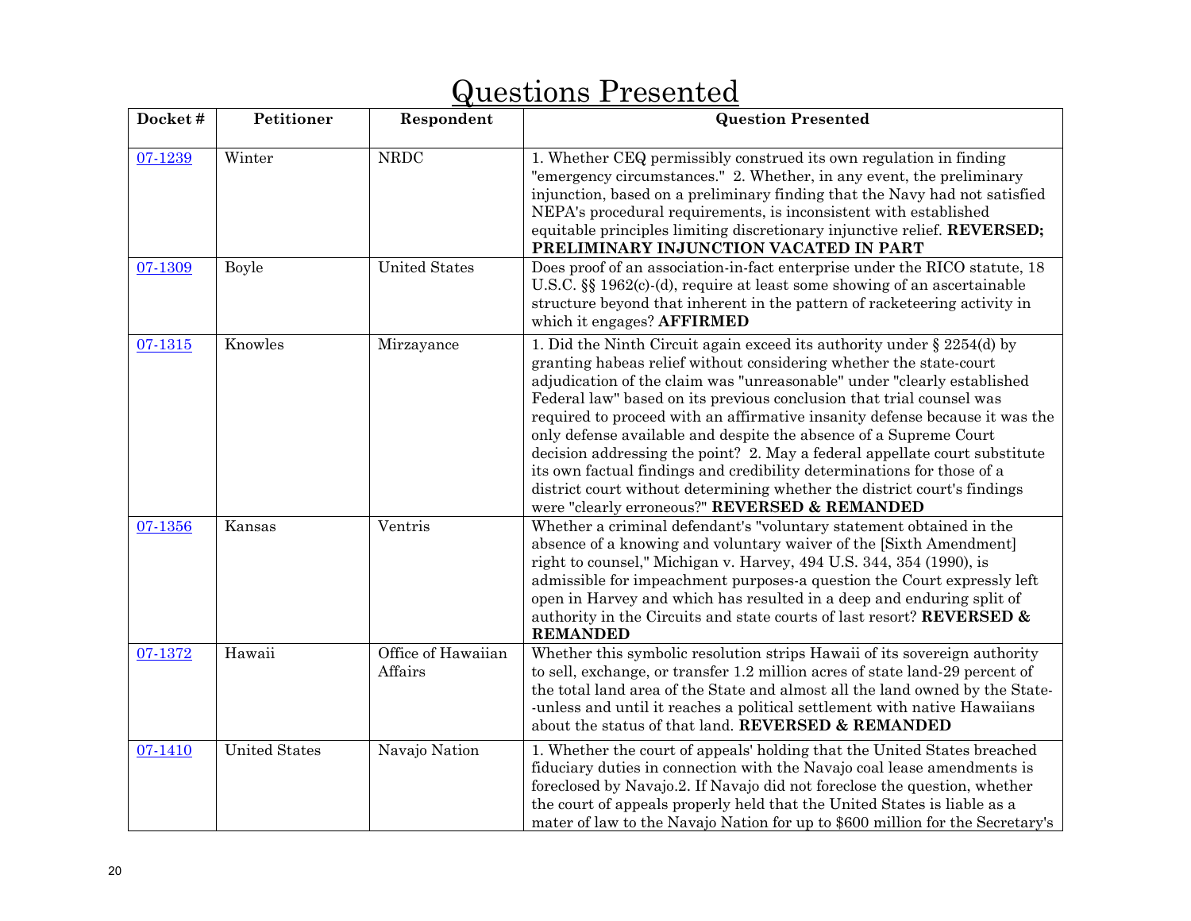# Questions Presented

| Docket # | Petitioner | Respondent | Question Presented |
| --- | --- | --- | --- |
| 07-1239 | Winter | NRDC | 1. Whether CEQ permissibly construed its own regulation in finding "emergency circumstances." 2. Whether, in any event, the preliminary injunction, based on a preliminary finding that the Navy had not satisfied NEPA's procedural requirements, is inconsistent with established equitable principles limiting discretionary injunctive relief. **REVERSED; PRELIMINARY INJUNCTION VACATED IN PART** |
| 07-1309 | Boyle | United States | Does proof of an association-in-fact enterprise under the RICO statute, 18 U.S.C. §§ 1962(c)-(d), require at least some showing of an ascertainable structure beyond that inherent in the pattern of racketeering activity in which it engages? **AFFIRMED** |
| 07-1315 | Knowles | Mirzayance | 1. Did the Ninth Circuit again exceed its authority under § 2254(d) by granting habeas relief without considering whether the state-court adjudication of the claim was "unreasonable" under "clearly established Federal law" based on its previous conclusion that trial counsel was required to proceed with an affirmative insanity defense because it was the only defense available and despite the absence of a Supreme Court decision addressing the point? 2. May a federal appellate court substitute its own factual findings and credibility determinations for those of a district court without determining whether the district court's findings were "clearly erroneous?" **REVERSED & REMANDED** |
| 07-1356 | Kansas | Ventris | Whether a criminal defendant's "voluntary statement obtained in the absence of a knowing and voluntary waiver of the [Sixth Amendment] right to counsel," Michigan v. Harvey, 494 U.S. 344, 354 (1990), is admissible for impeachment purposes-a question the Court expressly left open in Harvey and which has resulted in a deep and enduring split of authority in the Circuits and state courts of last resort? **REVERSED & REMANDED** |
| 07-1372 | Hawaii | Office of Hawaiian Affairs | Whether this symbolic resolution strips Hawaii of its sovereign authority to sell, exchange, or transfer 1.2 million acres of state land-29 percent of the total land area of the State and almost all the land owned by the State--unless and until it reaches a political settlement with native Hawaiians about the status of that land. **REVERSED & REMANDED** |
| 07-1410 | United States | Navajo Nation | 1. Whether the court of appeals' holding that the United States breached fiduciary duties in connection with the Navajo coal lease amendments is foreclosed by Navajo.2. If Navajo did not foreclose the question, whether the court of appeals properly held that the United States is liable as a mater of law to the Navajo Nation for up to $600 million for the Secretary's |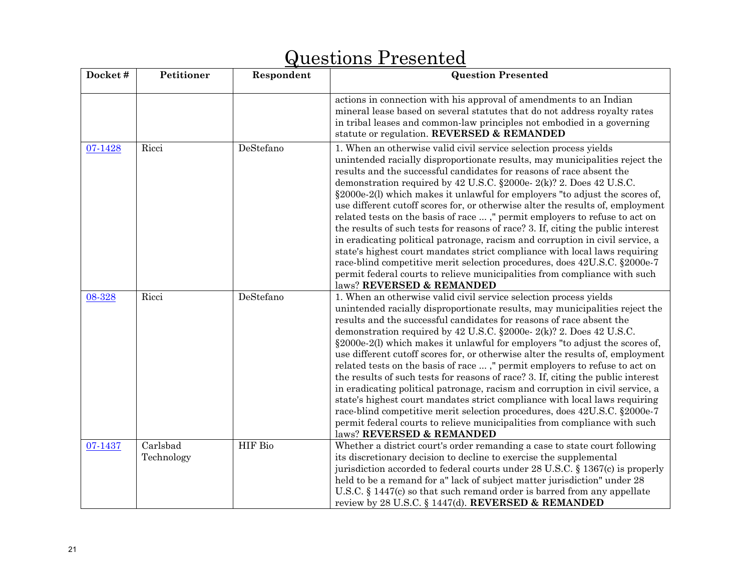# Questions Presented

| Docket # | Petitioner | Respondent | Question Presented |
|---|---|---|---|
| | | | actions in connection with his approval of amendments to an Indian mineral lease based on several statutes that do not address royalty rates in tribal leases and common-law principles not embodied in a governing statute or regulation. **REVERSED & REMANDED** |
| 07-1428 | Ricci | DeStefano | 1. When an otherwise valid civil service selection process yields unintended racially disproportionate results, may municipalities reject the results and the successful candidates for reasons of race absent the demonstration required by 42 U.S.C. §2000e- 2(k)? 2. Does 42 U.S.C. §2000e-2(l) which makes it unlawful for employers "to adjust the scores of, use different cutoff scores for, or otherwise alter the results of, employment related tests on the basis of race ... ," permit employers to refuse to act on the results of such tests for reasons of race? 3. If, citing the public interest in eradicating political patronage, racism and corruption in civil service, a state's highest court mandates strict compliance with local laws requiring race-blind competitive merit selection procedures, does 42U.S.C. §2000e-7 permit federal courts to relieve municipalities from compliance with such laws? **REVERSED & REMANDED** |
| 08-328 | Ricci | DeStefano | 1. When an otherwise valid civil service selection process yields unintended racially disproportionate results, may municipalities reject the results and the successful candidates for reasons of race absent the demonstration required by 42 U.S.C. §2000e- 2(k)? 2. Does 42 U.S.C. §2000e-2(l) which makes it unlawful for employers "to adjust the scores of, use different cutoff scores for, or otherwise alter the results of, employment related tests on the basis of race ... ," permit employers to refuse to act on the results of such tests for reasons of race? 3. If, citing the public interest in eradicating political patronage, racism and corruption in civil service, a state's highest court mandates strict compliance with local laws requiring race-blind competitive merit selection procedures, does 42U.S.C. §2000e-7 permit federal courts to relieve municipalities from compliance with such laws? **REVERSED & REMANDED** |
| 07-1437 | Carlsbad Technology | HIF Bio | Whether a district court's order remanding a case to state court following its discretionary decision to decline to exercise the supplemental jurisdiction accorded to federal courts under 28 U.S.C. § 1367(c) is properly held to be a remand for a" lack of subject matter jurisdiction" under 28 U.S.C. § 1447(c) so that such remand order is barred from any appellate review by 28 U.S.C. § 1447(d). **REVERSED & REMANDED** |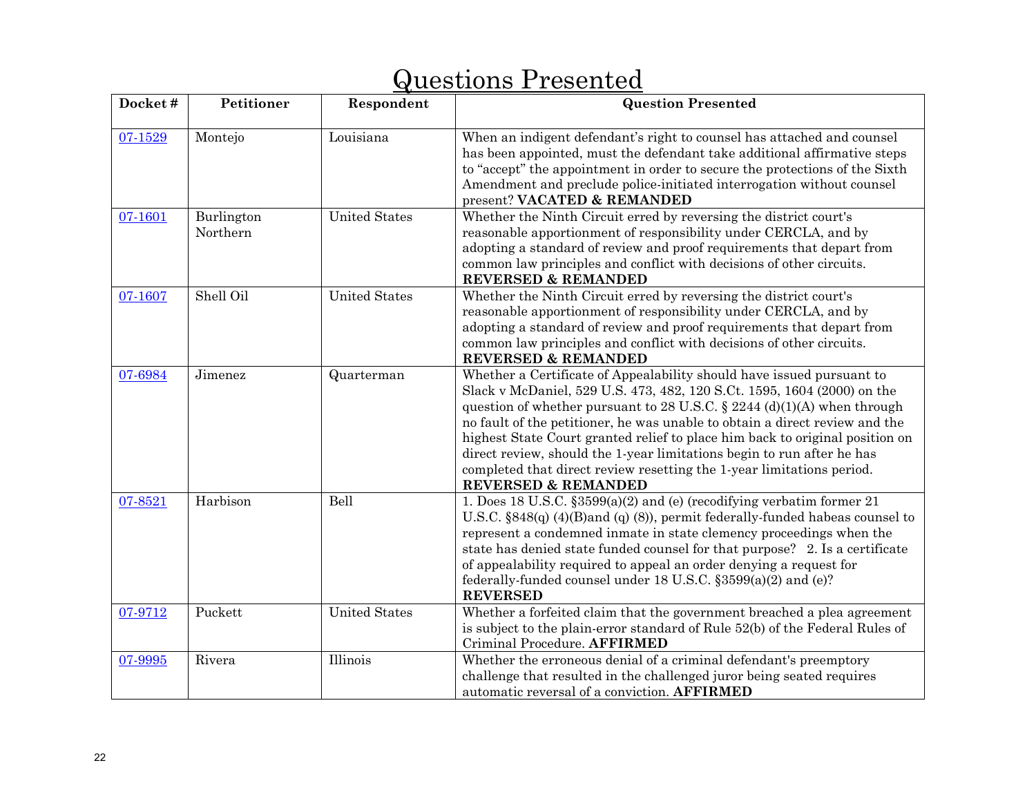# Questions Presented

| Docket # | Petitioner | Respondent | Question Presented |
|---|---|---|---|
| 07-1529 | Montejo | Louisiana | When an indigent defendant's right to counsel has attached and counsel has been appointed, must the defendant take additional affirmative steps to "accept" the appointment in order to secure the protections of the Sixth Amendment and preclude police-initiated interrogation without counsel present? **VACATED & REMANDED** |
| 07-1601 | Burlington Northern | United States | Whether the Ninth Circuit erred by reversing the district court's reasonable apportionment of responsibility under CERCLA, and by adopting a standard of review and proof requirements that depart from common law principles and conflict with decisions of other circuits. **REVERSED & REMANDED** |
| 07-1607 | Shell Oil | United States | Whether the Ninth Circuit erred by reversing the district court's reasonable apportionment of responsibility under CERCLA, and by adopting a standard of review and proof requirements that depart from common law principles and conflict with decisions of other circuits. **REVERSED & REMANDED** |
| 07-6984 | Jimenez | Quarterman | Whether a Certificate of Appealability should have issued pursuant to Slack v McDaniel, 529 U.S. 473, 482, 120 S.Ct. 1595, 1604 (2000) on the question of whether pursuant to 28 U.S.C. § 2244 (d)(1)(A) when through no fault of the petitioner, he was unable to obtain a direct review and the highest State Court granted relief to place him back to original position on direct review, should the 1-year limitations begin to run after he has completed that direct review resetting the 1-year limitations period. **REVERSED & REMANDED** |
| 07-8521 | Harbison | Bell | 1. Does 18 U.S.C. §3599(a)(2) and (e) (recodifying verbatim former 21 U.S.C. §848(q) (4)(B)and (q) (8)), permit federally-funded habeas counsel to represent a condemned inmate in state clemency proceedings when the state has denied state funded counsel for that purpose? 2. Is a certificate of appealability required to appeal an order denying a request for federally-funded counsel under 18 U.S.C. §3599(a)(2) and (e)? **REVERSED** |
| 07-9712 | Puckett | United States | Whether a forfeited claim that the government breached a plea agreement is subject to the plain-error standard of Rule 52(b) of the Federal Rules of Criminal Procedure. **AFFIRMED** |
| 07-9995 | Rivera | Illinois | Whether the erroneous denial of a criminal defendant's preemptory challenge that resulted in the challenged juror being seated requires automatic reversal of a conviction. **AFFIRMED** |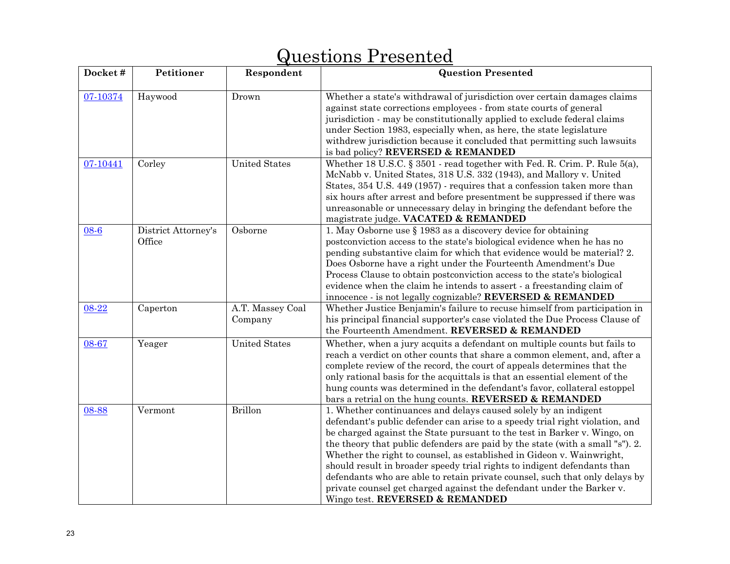# Questions Presented

| Docket # | Petitioner | Respondent | Question Presented |
|---|---|---|---|
| 07-10374 | Haywood | Drown | Whether a state's withdrawal of jurisdiction over certain damages claims against state corrections employees - from state courts of general jurisdiction - may be constitutionally applied to exclude federal claims under Section 1983, especially when, as here, the state legislature withdrew jurisdiction because it concluded that permitting such lawsuits is bad policy? **REVERSED & REMANDED** |
| 07-10441 | Corley | United States | Whether 18 U.S.C. § 3501 - read together with Fed. R. Crim. P. Rule 5(a), McNabb v. United States, 318 U.S. 332 (1943), and Mallory v. United States, 354 U.S. 449 (1957) - requires that a confession taken more than six hours after arrest and before presentment be suppressed if there was unreasonable or unnecessary delay in bringing the defendant before the magistrate judge. **VACATED & REMANDED** |
| 08-6 | District Attorney's Office | Osborne | 1. May Osborne use § 1983 as a discovery device for obtaining postconviction access to the state's biological evidence when he has no pending substantive claim for which that evidence would be material? 2. Does Osborne have a right under the Fourteenth Amendment's Due Process Clause to obtain postconviction access to the state's biological evidence when the claim he intends to assert - a freestanding claim of innocence - is not legally cognizable? **REVERSED & REMANDED** |
| 08-22 | Caperton | A.T. Massey Coal Company | Whether Justice Benjamin's failure to recuse himself from participation in his principal financial supporter's case violated the Due Process Clause of the Fourteenth Amendment. **REVERSED & REMANDED** |
| 08-67 | Yeager | United States | Whether, when a jury acquits a defendant on multiple counts but fails to reach a verdict on other counts that share a common element, and, after a complete review of the record, the court of appeals determines that the only rational basis for the acquittals is that an essential element of the hung counts was determined in the defendant's favor, collateral estoppel bars a retrial on the hung counts. **REVERSED & REMANDED** |
| 08-88 | Vermont | Brillon | 1. Whether continuances and delays caused solely by an indigent defendant's public defender can arise to a speedy trial right violation, and be charged against the State pursuant to the test in Barker v. Wingo, on the theory that public defenders are paid by the state (with a small "s"). 2. Whether the right to counsel, as established in Gideon v. Wainwright, should result in broader speedy trial rights to indigent defendants than defendants who are able to retain private counsel, such that only delays by private counsel get charged against the defendant under the Barker v. Wingo test. **REVERSED & REMANDED** |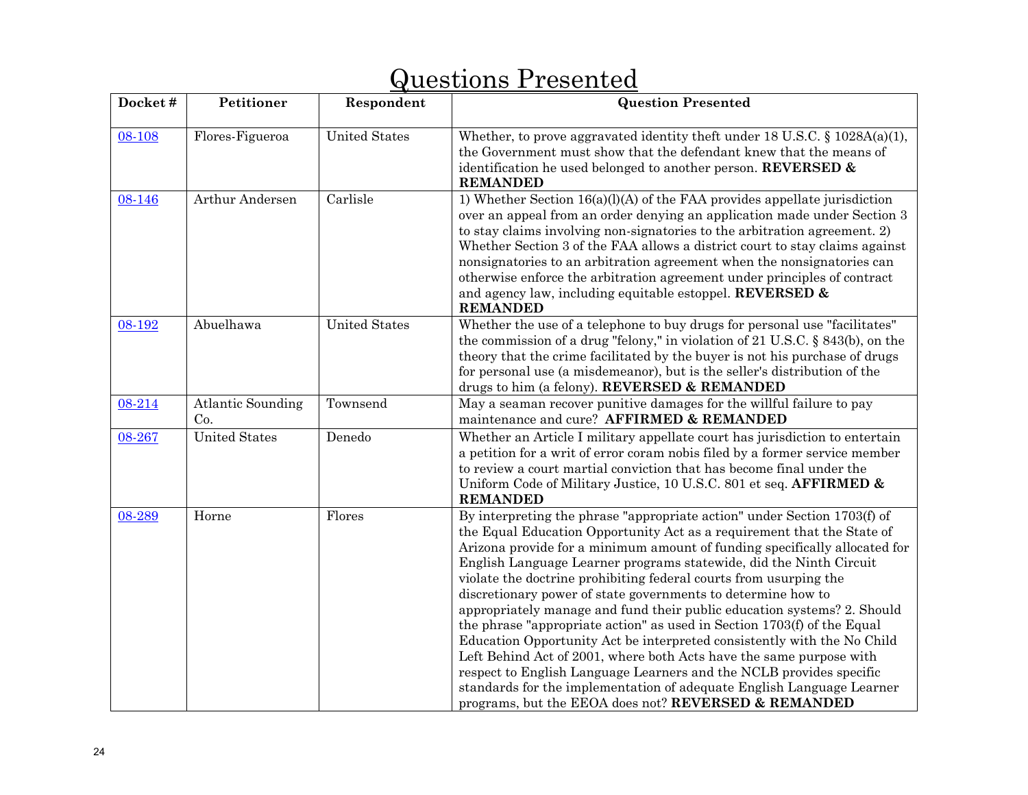# Questions Presented

| Docket # | Petitioner | Respondent | Question Presented |
|---|---|---|---|
| [08-108]() | Flores-Figueroa | United States | Whether, to prove aggravated identity theft under 18 U.S.C. § 1028A(a)(1), the Government must show that the defendant knew that the means of identification he used belonged to another person. **REVERSED & REMANDED** |
| [08-146]() | Arthur Andersen | Carlisle | 1) Whether Section 16(a)(l)(A) of the FAA provides appellate jurisdiction over an appeal from an order denying an application made under Section 3 to stay claims involving non-signatories to the arbitration agreement. 2) Whether Section 3 of the FAA allows a district court to stay claims against nonsignatories to an arbitration agreement when the nonsignatories can otherwise enforce the arbitration agreement under principles of contract and agency law, including equitable estoppel. **REVERSED & REMANDED** |
| [08-192]() | Abuelhawa | United States | Whether the use of a telephone to buy drugs for personal use "facilitates" the commission of a drug "felony," in violation of 21 U.S.C. § 843(b), on the theory that the crime facilitated by the buyer is not his purchase of drugs for personal use (a misdemeanor), but is the seller's distribution of the drugs to him (a felony). **REVERSED & REMANDED** |
| [08-214]() | Atlantic Sounding Co. | Townsend | May a seaman recover punitive damages for the willful failure to pay maintenance and cure? **AFFIRMED & REMANDED** |
| [08-267]() | United States | Denedo | Whether an Article I military appellate court has jurisdiction to entertain a petition for a writ of error coram nobis filed by a former service member to review a court martial conviction that has become final under the Uniform Code of Military Justice, 10 U.S.C. 801 et seq. **AFFIRMED & REMANDED** |
| [08-289]() | Horne | Flores | By interpreting the phrase "appropriate action" under Section 1703(f) of the Equal Education Opportunity Act as a requirement that the State of Arizona provide for a minimum amount of funding specifically allocated for English Language Learner programs statewide, did the Ninth Circuit violate the doctrine prohibiting federal courts from usurping the discretionary power of state governments to determine how to appropriately manage and fund their public education systems? 2. Should the phrase "appropriate action" as used in Section 1703(f) of the Equal Education Opportunity Act be interpreted consistently with the No Child Left Behind Act of 2001, where both Acts have the same purpose with respect to English Language Learners and the NCLB provides specific standards for the implementation of adequate English Language Learner programs, but the EEOA does not? **REVERSED & REMANDED** |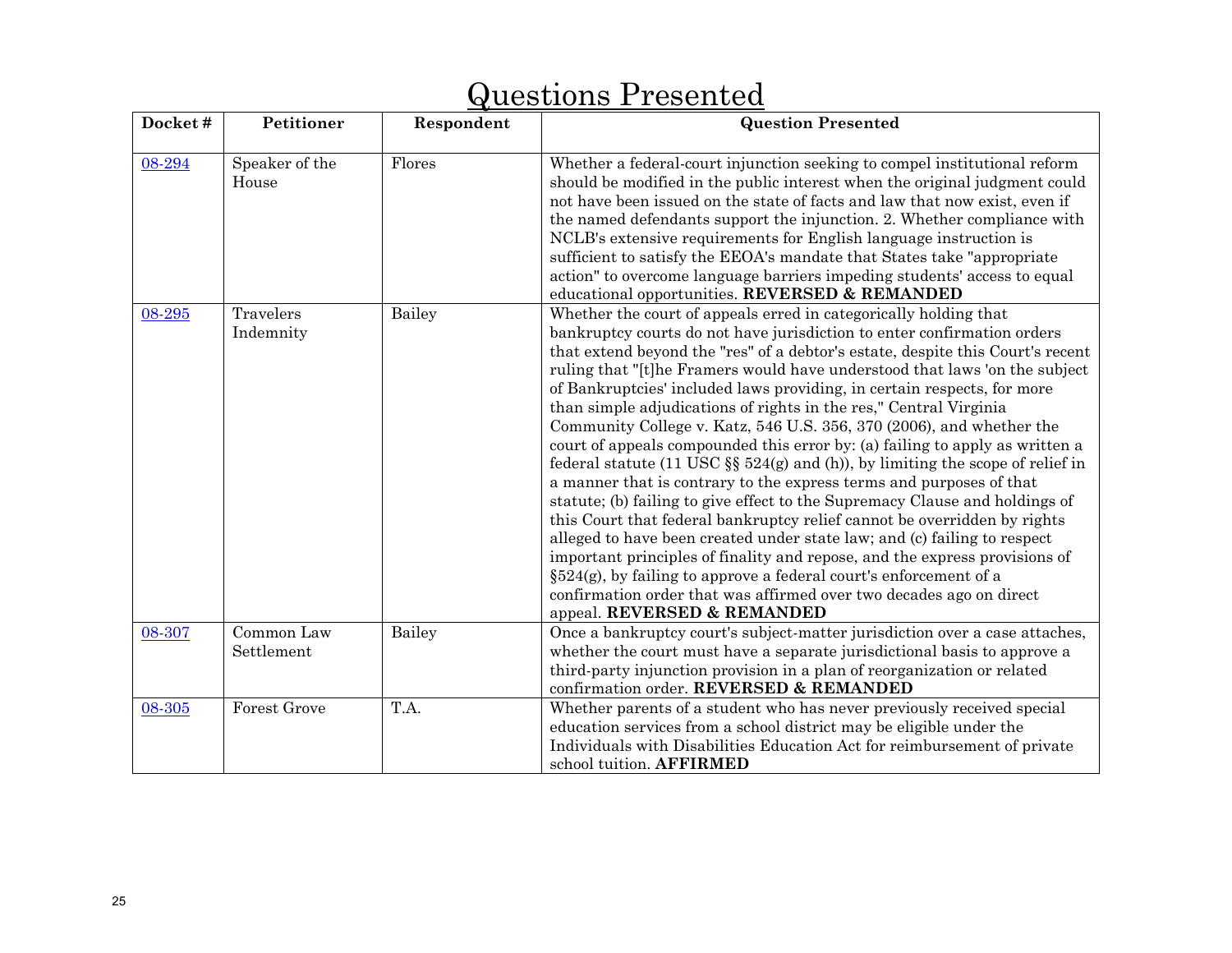# Questions Presented

| Docket # | Petitioner | Respondent | Question Presented |
|---|---|---|---|
| [08-294]() | Speaker of the House | Flores | Whether a federal-court injunction seeking to compel institutional reform should be modified in the public interest when the original judgment could not have been issued on the state of facts and law that now exist, even if the named defendants support the injunction. 2. Whether compliance with NCLB's extensive requirements for English language instruction is sufficient to satisfy the EEOA's mandate that States take "appropriate action" to overcome language barriers impeding students' access to equal educational opportunities. **REVERSED & REMANDED** |
| [08-295]() | Travelers Indemnity | Bailey | Whether the court of appeals erred in categorically holding that bankruptcy courts do not have jurisdiction to enter confirmation orders that extend beyond the "res" of a debtor's estate, despite this Court's recent ruling that "[t]he Framers would have understood that laws 'on the subject of Bankruptcies' included laws providing, in certain respects, for more than simple adjudications of rights in the res," Central Virginia Community College v. Katz, 546 U.S. 356, 370 (2006), and whether the court of appeals compounded this error by: (a) failing to apply as written a federal statute (11 USC §§ 524(g) and (h)), by limiting the scope of relief in a manner that is contrary to the express terms and purposes of that statute; (b) failing to give effect to the Supremacy Clause and holdings of this Court that federal bankruptcy relief cannot be overridden by rights alleged to have been created under state law; and (c) failing to respect important principles of finality and repose, and the express provisions of §524(g), by failing to approve a federal court's enforcement of a confirmation order that was affirmed over two decades ago on direct appeal. **REVERSED & REMANDED** |
| [08-307]() | Common Law Settlement | Bailey | Once a bankruptcy court's subject-matter jurisdiction over a case attaches, whether the court must have a separate jurisdictional basis to approve a third-party injunction provision in a plan of reorganization or related confirmation order. **REVERSED & REMANDED** |
| [08-305]() | Forest Grove | T.A. | Whether parents of a student who has never previously received special education services from a school district may be eligible under the Individuals with Disabilities Education Act for reimbursement of private school tuition. **AFFIRMED** |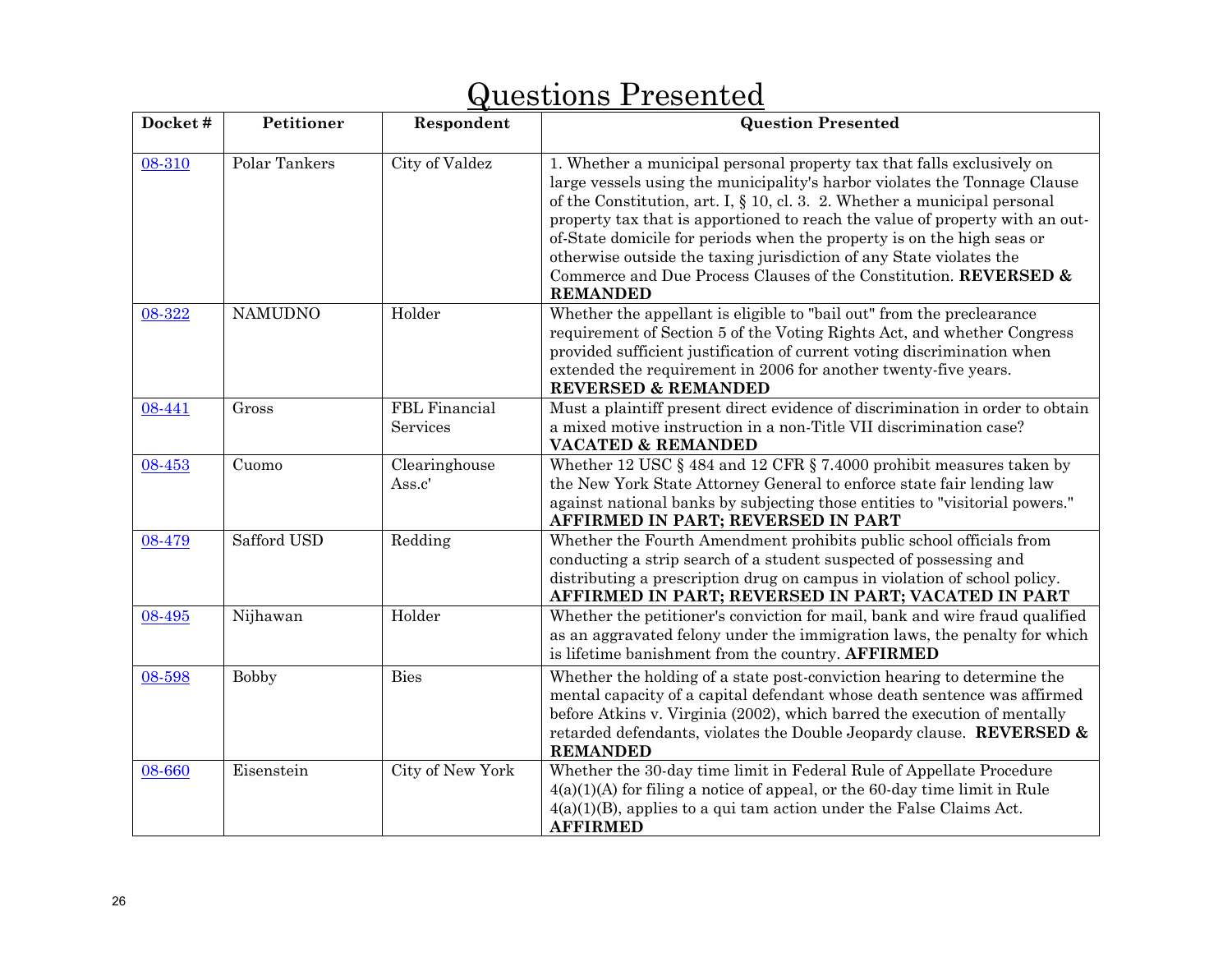# Questions Presented

| Docket # | Petitioner | Respondent | Question Presented |
|---|---|---|---|
| 08-310 | Polar Tankers | City of Valdez | 1. Whether a municipal personal property tax that falls exclusively on large vessels using the municipality's harbor violates the Tonnage Clause of the Constitution, art. I, § 10, cl. 3. 2. Whether a municipal personal property tax that is apportioned to reach the value of property with an out-of-State domicile for periods when the property is on the high seas or otherwise outside the taxing jurisdiction of any State violates the Commerce and Due Process Clauses of the Constitution. **REVERSED & REMANDED** |
| 08-322 | NAMUDNO | Holder | Whether the appellant is eligible to "bail out" from the preclearance requirement of Section 5 of the Voting Rights Act, and whether Congress provided sufficient justification of current voting discrimination when extended the requirement in 2006 for another twenty-five years. **REVERSED & REMANDED** |
| 08-441 | Gross | FBL Financial Services | Must a plaintiff present direct evidence of discrimination in order to obtain a mixed motive instruction in a non-Title VII discrimination case? **VACATED & REMANDED** |
| 08-453 | Cuomo | Clearinghouse Ass.c' | Whether 12 USC § 484 and 12 CFR § 7.4000 prohibit measures taken by the New York State Attorney General to enforce state fair lending law against national banks by subjecting those entities to "visitorial powers." **AFFIRMED IN PART; REVERSED IN PART** |
| 08-479 | Safford USD | Redding | Whether the Fourth Amendment prohibits public school officials from conducting a strip search of a student suspected of possessing and distributing a prescription drug on campus in violation of school policy. **AFFIRMED IN PART; REVERSED IN PART; VACATED IN PART** |
| 08-495 | Nijhawan | Holder | Whether the petitioner's conviction for mail, bank and wire fraud qualified as an aggravated felony under the immigration laws, the penalty for which is lifetime banishment from the country. **AFFIRMED** |
| 08-598 | Bobby | Bies | Whether the holding of a state post-conviction hearing to determine the mental capacity of a capital defendant whose death sentence was affirmed before Atkins v. Virginia (2002), which barred the execution of mentally retarded defendants, violates the Double Jeopardy clause. **REVERSED & REMANDED** |
| 08-660 | Eisenstein | City of New York | Whether the 30-day time limit in Federal Rule of Appellate Procedure 4(a)(1)(A) for filing a notice of appeal, or the 60-day time limit in Rule 4(a)(1)(B), applies to a qui tam action under the False Claims Act. **AFFIRMED** |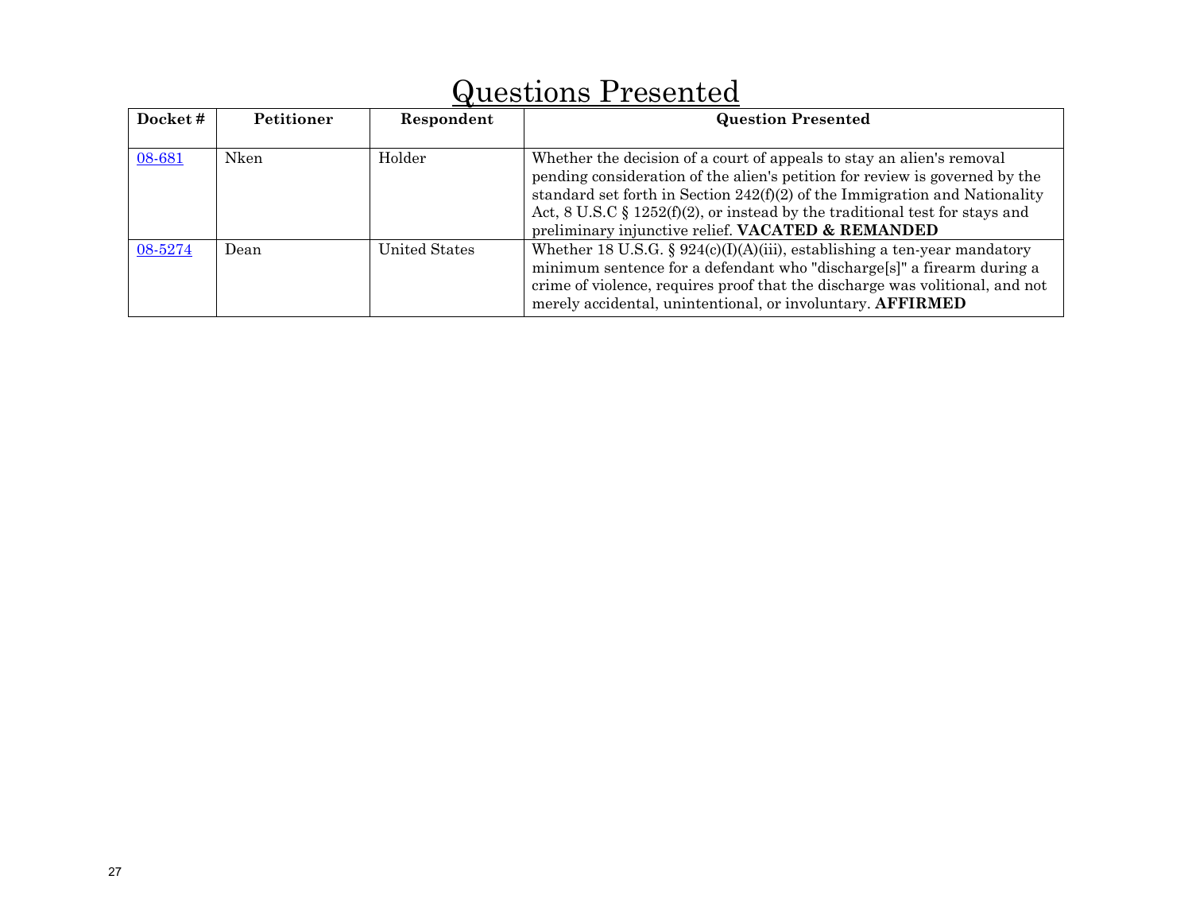# Questions Presented

| Docket # | Petitioner | Respondent | Question Presented |
|---|---|---|---|
| 08-681 | Nken | Holder | Whether the decision of a court of appeals to stay an alien's removal pending consideration of the alien's petition for review is governed by the standard set forth in Section 242(f)(2) of the Immigration and Nationality Act, 8 U.S.C § 1252(f)(2), or instead by the traditional test for stays and preliminary injunctive relief. **VACATED & REMANDED** |
| 08-5274 | Dean | United States | Whether 18 U.S.G. § 924(c)(I)(A)(iii), establishing a ten-year mandatory minimum sentence for a defendant who "discharge[s]" a firearm during a crime of violence, requires proof that the discharge was volitional, and not merely accidental, unintentional, or involuntary. **AFFIRMED** |